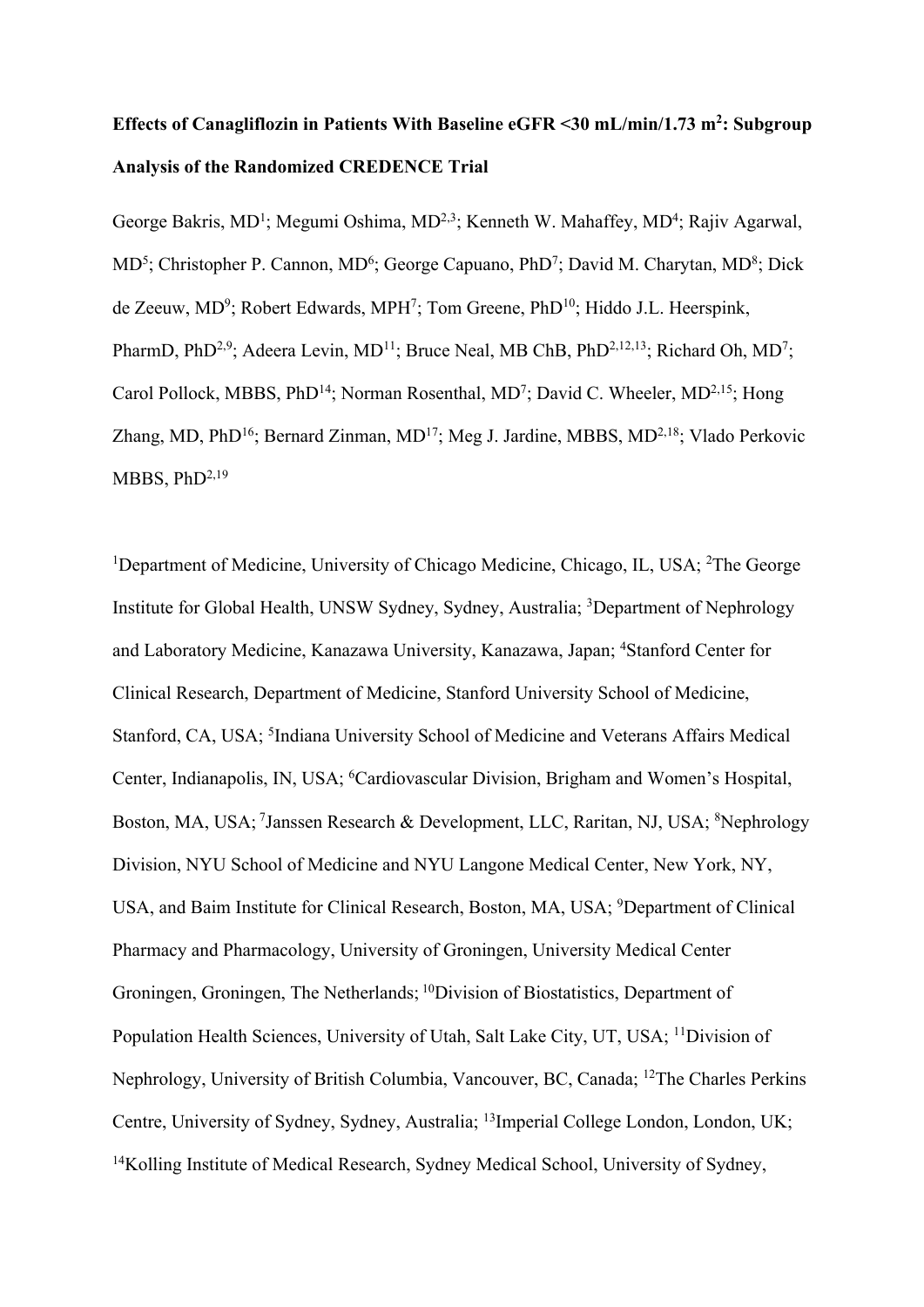**Effects of Canagliflozin in Patients With Baseline eGFR <30 mL/min/1.73 m$^2$: Subgroup Analysis of the Randomized CREDENCE Trial**

George Bakris, MD[1]; Megumi Oshima, MD[2,3]; Kenneth W. Mahaffey, MD[4]; Rajiv Agarwal, MD[5]; Christopher P. Cannon, MD[6]; George Capuano, PhD[7]; David M. Charytan, MD[8]; Dick de Zeeuw, MD[9]; Robert Edwards, MPH[7]; Tom Greene, PhD[10]; Hiddo J.L. Heerspink, PharmD, PhD[2,9]; Adeera Levin, MD[11]; Bruce Neal, MB ChB, PhD[2,12,13]; Richard Oh, MD[7]; Carol Pollock, MBBS, PhD[14]; Norman Rosenthal, MD[7]; David C. Wheeler, MD[2,15]; Hong Zhang, MD, PhD[16]; Bernard Zinman, MD[17]; Meg J. Jardine, MBBS, MD[2,18]; Vlado Perkovic MBBS, PhD[2,19]

[1]Department of Medicine, University of Chicago Medicine, Chicago, IL, USA; [2]The George Institute for Global Health, UNSW Sydney, Sydney, Australia; [3]Department of Nephrology and Laboratory Medicine, Kanazawa University, Kanazawa, Japan; [4]Stanford Center for Clinical Research, Department of Medicine, Stanford University School of Medicine, Stanford, CA, USA; [5]Indiana University School of Medicine and Veterans Affairs Medical Center, Indianapolis, IN, USA; [6]Cardiovascular Division, Brigham and Women's Hospital, Boston, MA, USA; [7]Janssen Research & Development, LLC, Raritan, NJ, USA; [8]Nephrology Division, NYU School of Medicine and NYU Langone Medical Center, New York, NY, USA, and Baim Institute for Clinical Research, Boston, MA, USA; [9]Department of Clinical Pharmacy and Pharmacology, University of Groningen, University Medical Center Groningen, Groningen, The Netherlands; [10]Division of Biostatistics, Department of Population Health Sciences, University of Utah, Salt Lake City, UT, USA; [11]Division of Nephrology, University of British Columbia, Vancouver, BC, Canada; [12]The Charles Perkins Centre, University of Sydney, Sydney, Australia; [13]Imperial College London, London, UK; [14]Kolling Institute of Medical Research, Sydney Medical School, University of Sydney,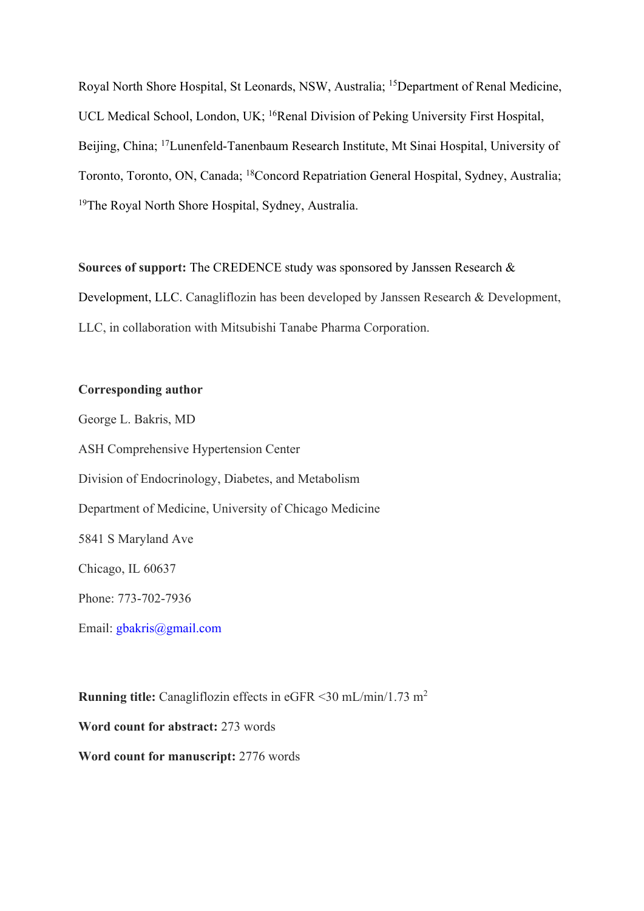Royal North Shore Hospital, St Leonards, NSW, Australia; [15]Department of Renal Medicine, UCL Medical School, London, UK; [16]Renal Division of Peking University First Hospital, Beijing, China; [17]Lunenfeld-Tanenbaum Research Institute, Mt Sinai Hospital, University of Toronto, Toronto, ON, Canada; [18]Concord Repatriation General Hospital, Sydney, Australia; [19]The Royal North Shore Hospital, Sydney, Australia.

**Sources of support:** The CREDENCE study was sponsored by Janssen Research & Development, LLC. Canagliflozin has been developed by Janssen Research & Development, LLC, in collaboration with Mitsubishi Tanabe Pharma Corporation.

**Corresponding author**

George L. Bakris, MD

ASH Comprehensive Hypertension Center

Division of Endocrinology, Diabetes, and Metabolism

Department of Medicine, University of Chicago Medicine

5841 S Maryland Ave

Chicago, IL 60637

Phone: 773-702-7936

Email: gbakris@gmail.com

**Running title:** Canagliflozin effects in eGFR <30 mL/min/1.73 $m^2$

**Word count for abstract:** 273 words

**Word count for manuscript:** 2776 words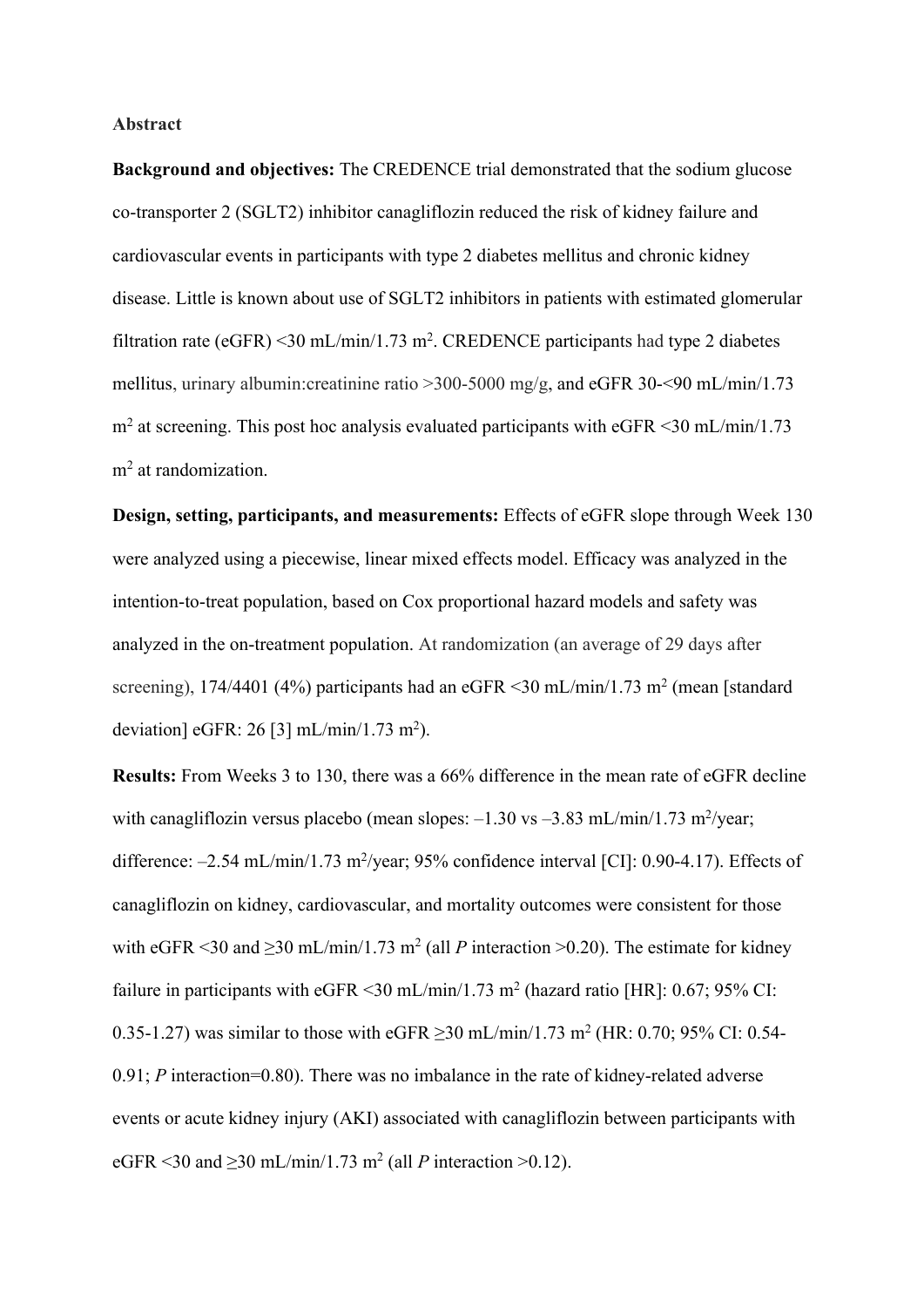**Abstract**

**Background and objectives:** The CREDENCE trial demonstrated that the sodium glucose co-transporter 2 (SGLT2) inhibitor canagliflozin reduced the risk of kidney failure and cardiovascular events in participants with type 2 diabetes mellitus and chronic kidney disease. Little is known about use of SGLT2 inhibitors in patients with estimated glomerular filtration rate (eGFR) <30 mL/min/1.73 m$^2$. CREDENCE participants had type 2 diabetes mellitus, urinary albumin:creatinine ratio >300-5000 mg/g, and eGFR 30-<90 mL/min/1.73 m$^2$ at screening. This post hoc analysis evaluated participants with eGFR <30 mL/min/1.73 m$^2$ at randomization.

**Design, setting, participants, and measurements:** Effects of eGFR slope through Week 130 were analyzed using a piecewise, linear mixed effects model. Efficacy was analyzed in the intention-to-treat population, based on Cox proportional hazard models and safety was analyzed in the on-treatment population. At randomization (an average of 29 days after screening), 174/4401 (4%) participants had an eGFR <30 mL/min/1.73 m$^2$ (mean [standard deviation] eGFR: 26 [3] mL/min/1.73 m$^2$).

**Results:** From Weeks 3 to 130, there was a 66% difference in the mean rate of eGFR decline with canagliflozin versus placebo (mean slopes: –1.30 vs –3.83 mL/min/1.73 m$^2$/year; difference: –2.54 mL/min/1.73 m$^2$/year; 95% confidence interval [CI]: 0.90-4.17). Effects of canagliflozin on kidney, cardiovascular, and mortality outcomes were consistent for those with eGFR <30 and ≥30 mL/min/1.73 m$^2$ (all *P* interaction >0.20). The estimate for kidney failure in participants with eGFR <30 mL/min/1.73 m$^2$ (hazard ratio [HR]: 0.67; 95% CI: 0.35-1.27) was similar to those with eGFR ≥30 mL/min/1.73 m$^2$ (HR: 0.70; 95% CI: 0.54-0.91; *P* interaction=0.80). There was no imbalance in the rate of kidney-related adverse events or acute kidney injury (AKI) associated with canagliflozin between participants with eGFR <30 and ≥30 mL/min/1.73 m$^2$ (all *P* interaction >0.12).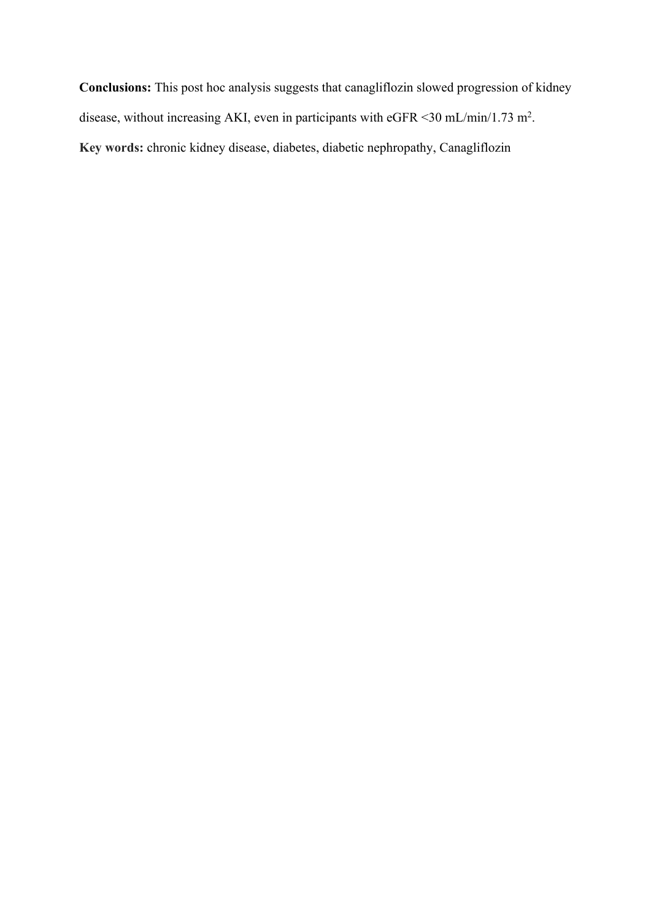**Conclusions:** This post hoc analysis suggests that canagliflozin slowed progression of kidney disease, without increasing AKI, even in participants with eGFR <30 mL/min/1.73 $m^2$.

**Key words:** chronic kidney disease, diabetes, diabetic nephropathy, Canagliflozin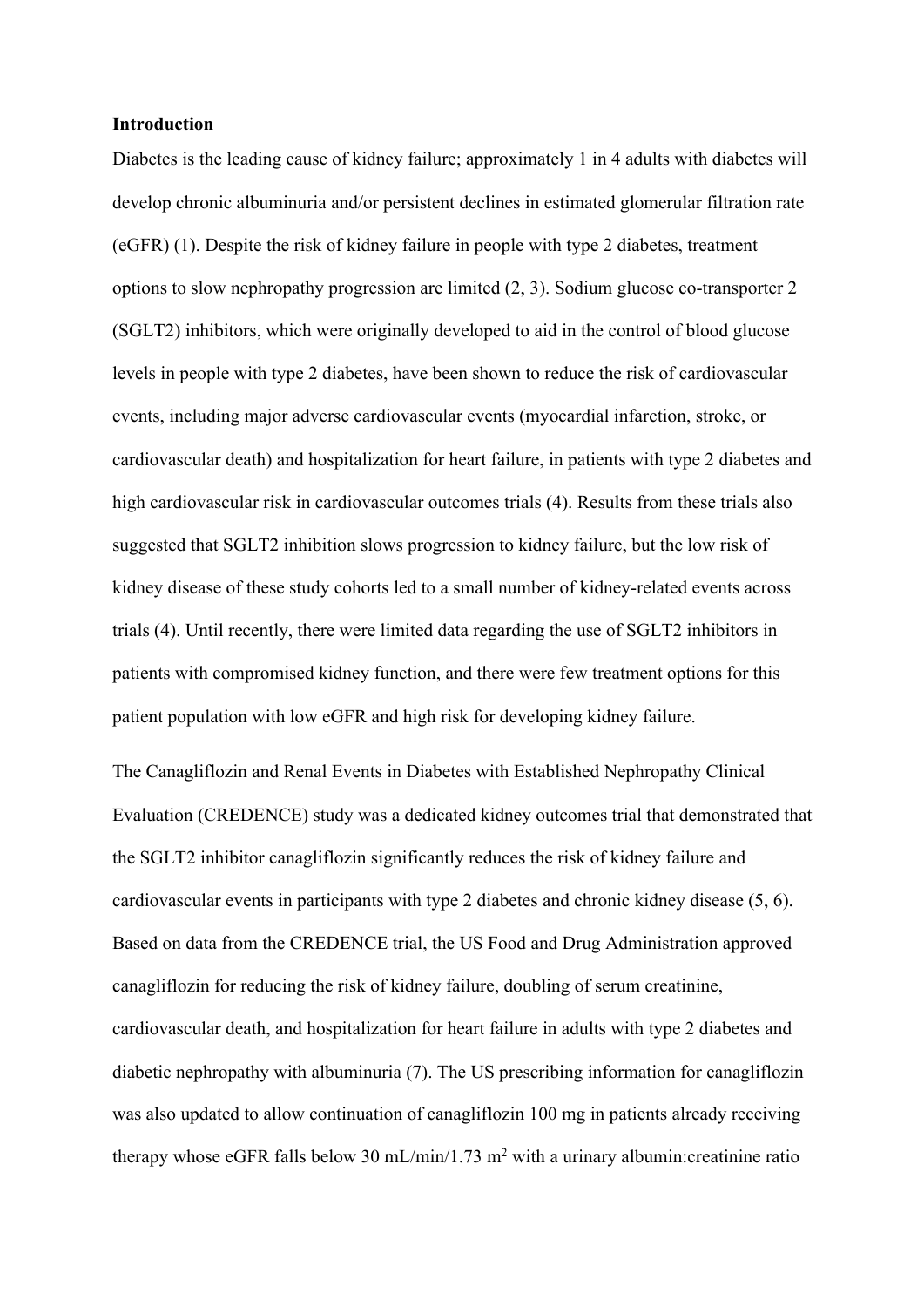**Introduction**

Diabetes is the leading cause of kidney failure; approximately 1 in 4 adults with diabetes will develop chronic albuminuria and/or persistent declines in estimated glomerular filtration rate (eGFR) (1). Despite the risk of kidney failure in people with type 2 diabetes, treatment options to slow nephropathy progression are limited (2, 3). Sodium glucose co-transporter 2 (SGLT2) inhibitors, which were originally developed to aid in the control of blood glucose levels in people with type 2 diabetes, have been shown to reduce the risk of cardiovascular events, including major adverse cardiovascular events (myocardial infarction, stroke, or cardiovascular death) and hospitalization for heart failure, in patients with type 2 diabetes and high cardiovascular risk in cardiovascular outcomes trials (4). Results from these trials also suggested that SGLT2 inhibition slows progression to kidney failure, but the low risk of kidney disease of these study cohorts led to a small number of kidney-related events across trials (4). Until recently, there were limited data regarding the use of SGLT2 inhibitors in patients with compromised kidney function, and there were few treatment options for this patient population with low eGFR and high risk for developing kidney failure.

The Canagliflozin and Renal Events in Diabetes with Established Nephropathy Clinical Evaluation (CREDENCE) study was a dedicated kidney outcomes trial that demonstrated that the SGLT2 inhibitor canagliflozin significantly reduces the risk of kidney failure and cardiovascular events in participants with type 2 diabetes and chronic kidney disease (5, 6). Based on data from the CREDENCE trial, the US Food and Drug Administration approved canagliflozin for reducing the risk of kidney failure, doubling of serum creatinine, cardiovascular death, and hospitalization for heart failure in adults with type 2 diabetes and diabetic nephropathy with albuminuria (7). The US prescribing information for canagliflozin was also updated to allow continuation of canagliflozin 100 mg in patients already receiving therapy whose eGFR falls below 30 mL/min/1.73 $m^2$ with a urinary albumin:creatinine ratio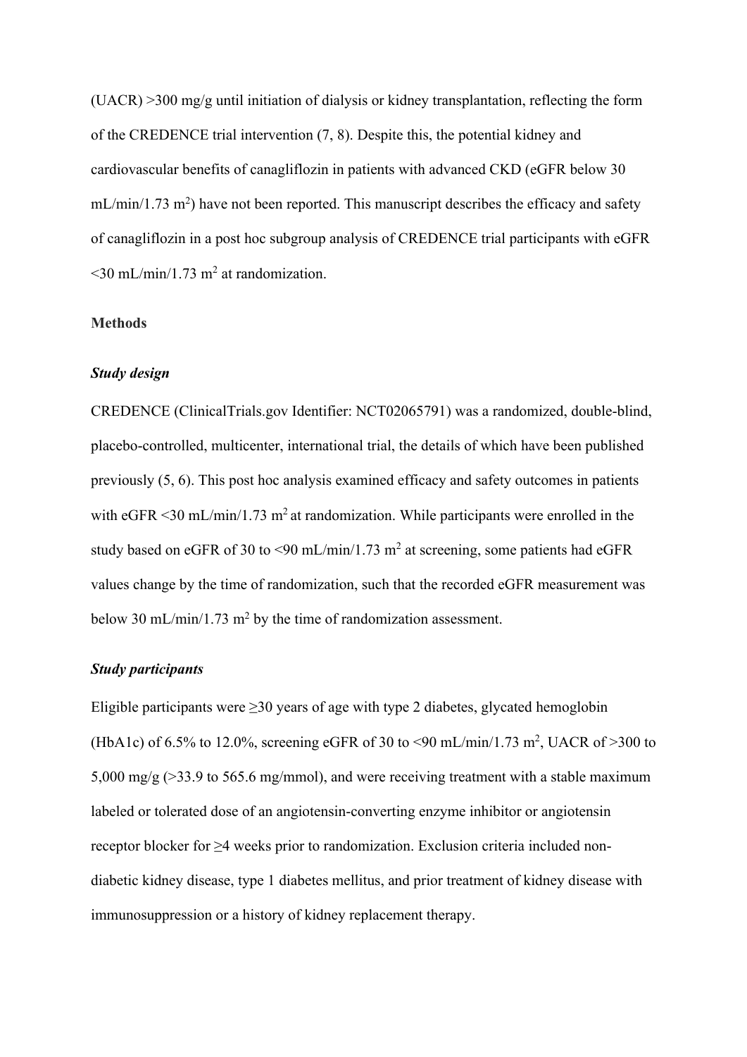(UACR) >300 mg/g until initiation of dialysis or kidney transplantation, reflecting the form of the CREDENCE trial intervention (7, 8). Despite this, the potential kidney and cardiovascular benefits of canagliflozin in patients with advanced CKD (eGFR below 30 mL/min/1.73 $m^2$) have not been reported. This manuscript describes the efficacy and safety of canagliflozin in a post hoc subgroup analysis of CREDENCE trial participants with eGFR <30 mL/min/1.73 $m^2$ at randomization.

## Methods

### *Study design*

CREDENCE (ClinicalTrials.gov Identifier: NCT02065791) was a randomized, double-blind, placebo-controlled, multicenter, international trial, the details of which have been published previously (5, 6). This post hoc analysis examined efficacy and safety outcomes in patients with eGFR <30 mL/min/1.73 $m^2$ at randomization. While participants were enrolled in the study based on eGFR of 30 to <90 mL/min/1.73 $m^2$ at screening, some patients had eGFR values change by the time of randomization, such that the recorded eGFR measurement was below 30 mL/min/1.73 $m^2$ by the time of randomization assessment.

### *Study participants*

Eligible participants were ≥30 years of age with type 2 diabetes, glycated hemoglobin (HbA1c) of 6.5% to 12.0%, screening eGFR of 30 to <90 mL/min/1.73 $m^2$, UACR of >300 to 5,000 mg/g (>33.9 to 565.6 mg/mmol), and were receiving treatment with a stable maximum labeled or tolerated dose of an angiotensin-converting enzyme inhibitor or angiotensin receptor blocker for ≥4 weeks prior to randomization. Exclusion criteria included non-diabetic kidney disease, type 1 diabetes mellitus, and prior treatment of kidney disease with immunosuppression or a history of kidney replacement therapy.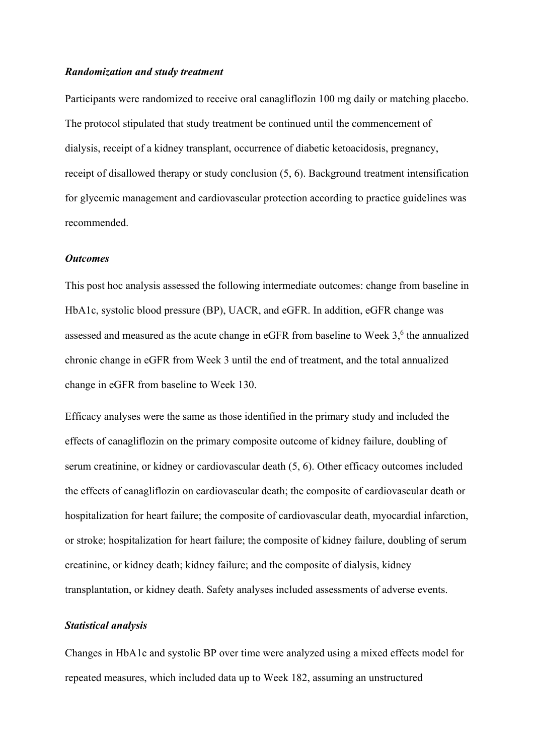***Randomization and study treatment***

Participants were randomized to receive oral canagliflozin 100 mg daily or matching placebo. The protocol stipulated that study treatment be continued until the commencement of dialysis, receipt of a kidney transplant, occurrence of diabetic ketoacidosis, pregnancy, receipt of disallowed therapy or study conclusion (5, 6). Background treatment intensification for glycemic management and cardiovascular protection according to practice guidelines was recommended.

***Outcomes***

This post hoc analysis assessed the following intermediate outcomes: change from baseline in HbA1c, systolic blood pressure (BP), UACR, and eGFR. In addition, eGFR change was assessed and measured as the acute change in eGFR from baseline to Week 3,[6] the annualized chronic change in eGFR from Week 3 until the end of treatment, and the total annualized change in eGFR from baseline to Week 130.

Efficacy analyses were the same as those identified in the primary study and included the effects of canagliflozin on the primary composite outcome of kidney failure, doubling of serum creatinine, or kidney or cardiovascular death (5, 6). Other efficacy outcomes included the effects of canagliflozin on cardiovascular death; the composite of cardiovascular death or hospitalization for heart failure; the composite of cardiovascular death, myocardial infarction, or stroke; hospitalization for heart failure; the composite of kidney failure, doubling of serum creatinine, or kidney death; kidney failure; and the composite of dialysis, kidney transplantation, or kidney death. Safety analyses included assessments of adverse events.

***Statistical analysis***

Changes in HbA1c and systolic BP over time were analyzed using a mixed effects model for repeated measures, which included data up to Week 182, assuming an unstructured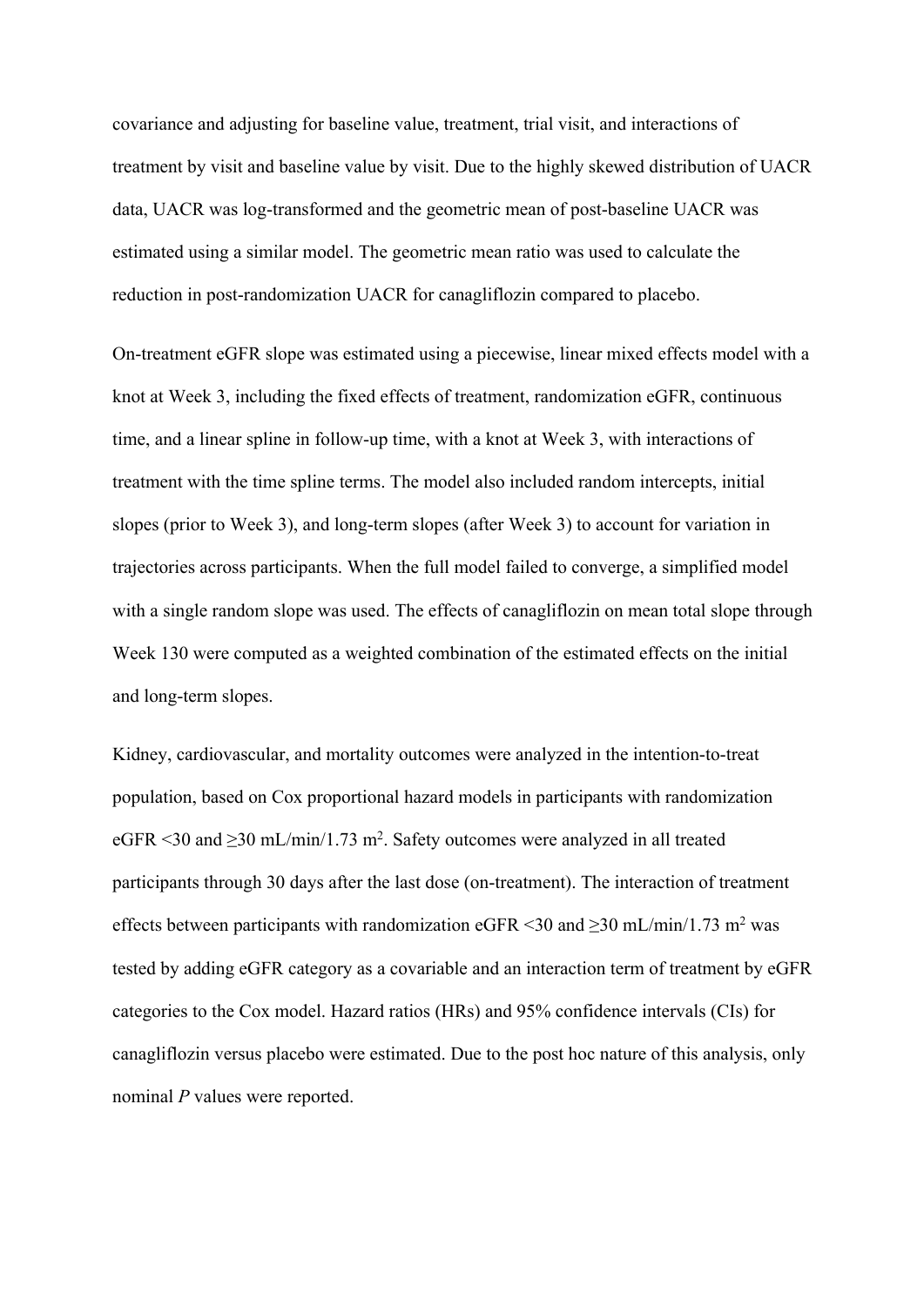covariance and adjusting for baseline value, treatment, trial visit, and interactions of treatment by visit and baseline value by visit. Due to the highly skewed distribution of UACR data, UACR was log-transformed and the geometric mean of post-baseline UACR was estimated using a similar model. The geometric mean ratio was used to calculate the reduction in post-randomization UACR for canagliflozin compared to placebo.

On-treatment eGFR slope was estimated using a piecewise, linear mixed effects model with a knot at Week 3, including the fixed effects of treatment, randomization eGFR, continuous time, and a linear spline in follow-up time, with a knot at Week 3, with interactions of treatment with the time spline terms. The model also included random intercepts, initial slopes (prior to Week 3), and long-term slopes (after Week 3) to account for variation in trajectories across participants. When the full model failed to converge, a simplified model with a single random slope was used. The effects of canagliflozin on mean total slope through Week 130 were computed as a weighted combination of the estimated effects on the initial and long-term slopes.

Kidney, cardiovascular, and mortality outcomes were analyzed in the intention-to-treat population, based on Cox proportional hazard models in participants with randomization eGFR <30 and ≥30 mL/min/1.73 m$^2$. Safety outcomes were analyzed in all treated participants through 30 days after the last dose (on-treatment). The interaction of treatment effects between participants with randomization eGFR <30 and ≥30 mL/min/1.73 m$^2$ was tested by adding eGFR category as a covariable and an interaction term of treatment by eGFR categories to the Cox model. Hazard ratios (HRs) and 95% confidence intervals (CIs) for canagliflozin versus placebo were estimated. Due to the post hoc nature of this analysis, only nominal *P* values were reported.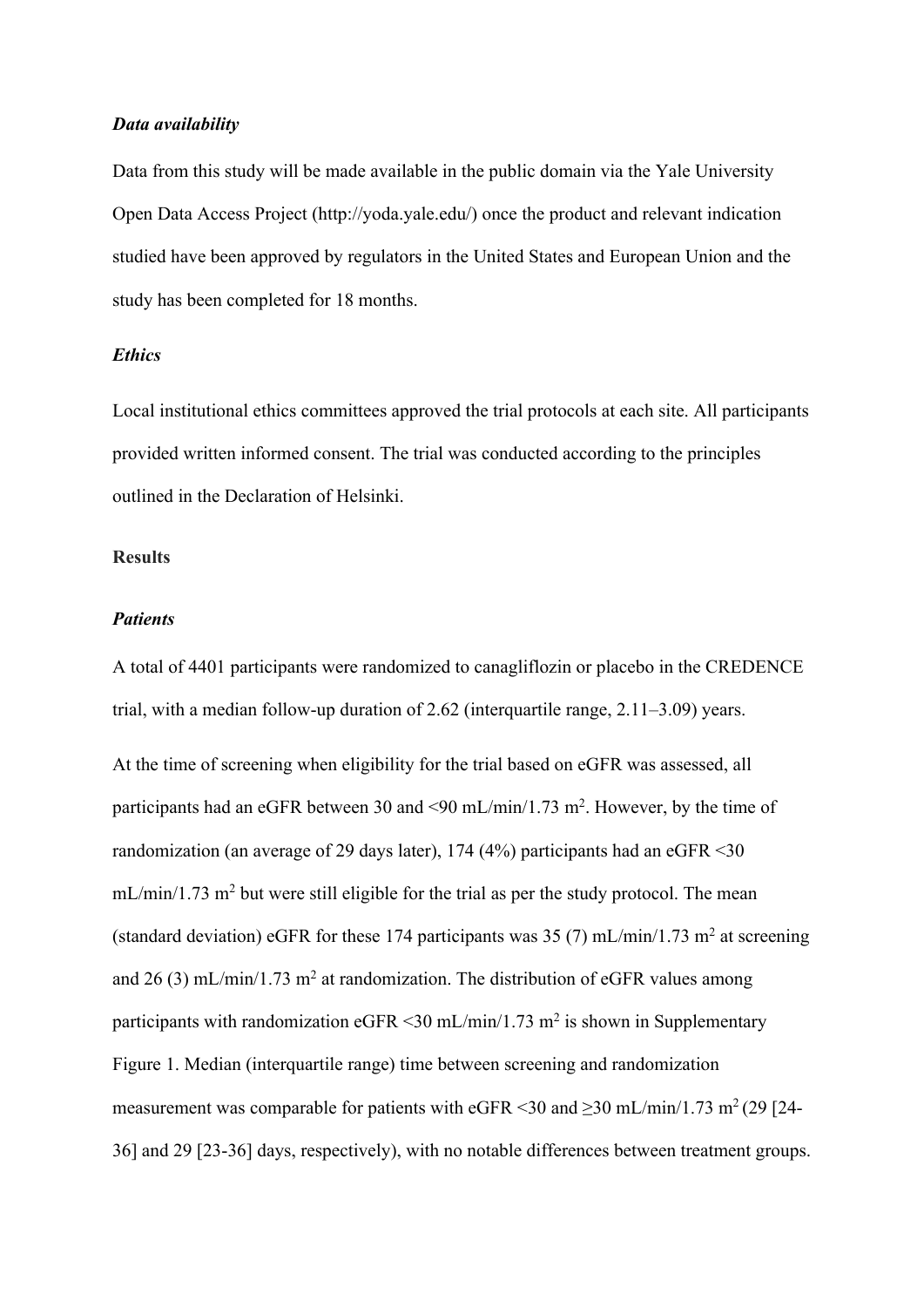### *Data availability*

Data from this study will be made available in the public domain via the Yale University Open Data Access Project (http://yoda.yale.edu/) once the product and relevant indication studied have been approved by regulators in the United States and European Union and the study has been completed for 18 months.

### *Ethics*

Local institutional ethics committees approved the trial protocols at each site. All participants provided written informed consent. The trial was conducted according to the principles outlined in the Declaration of Helsinki.

## Results

### *Patients*

A total of 4401 participants were randomized to canagliflozin or placebo in the CREDENCE trial, with a median follow-up duration of 2.62 (interquartile range, 2.11–3.09) years.

At the time of screening when eligibility for the trial based on eGFR was assessed, all participants had an eGFR between 30 and <90 mL/min/1.73 $m^2$. However, by the time of randomization (an average of 29 days later), 174 (4%) participants had an eGFR <30 mL/min/1.73 $m^2$ but were still eligible for the trial as per the study protocol. The mean (standard deviation) eGFR for these 174 participants was 35 (7) mL/min/1.73 $m^2$ at screening and 26 (3) mL/min/1.73 $m^2$ at randomization. The distribution of eGFR values among participants with randomization eGFR <30 mL/min/1.73 $m^2$ is shown in Supplementary Figure 1. Median (interquartile range) time between screening and randomization measurement was comparable for patients with eGFR <30 and ≥30 mL/min/1.73 $m^2$ (29 [24-36] and 29 [23-36] days, respectively), with no notable differences between treatment groups.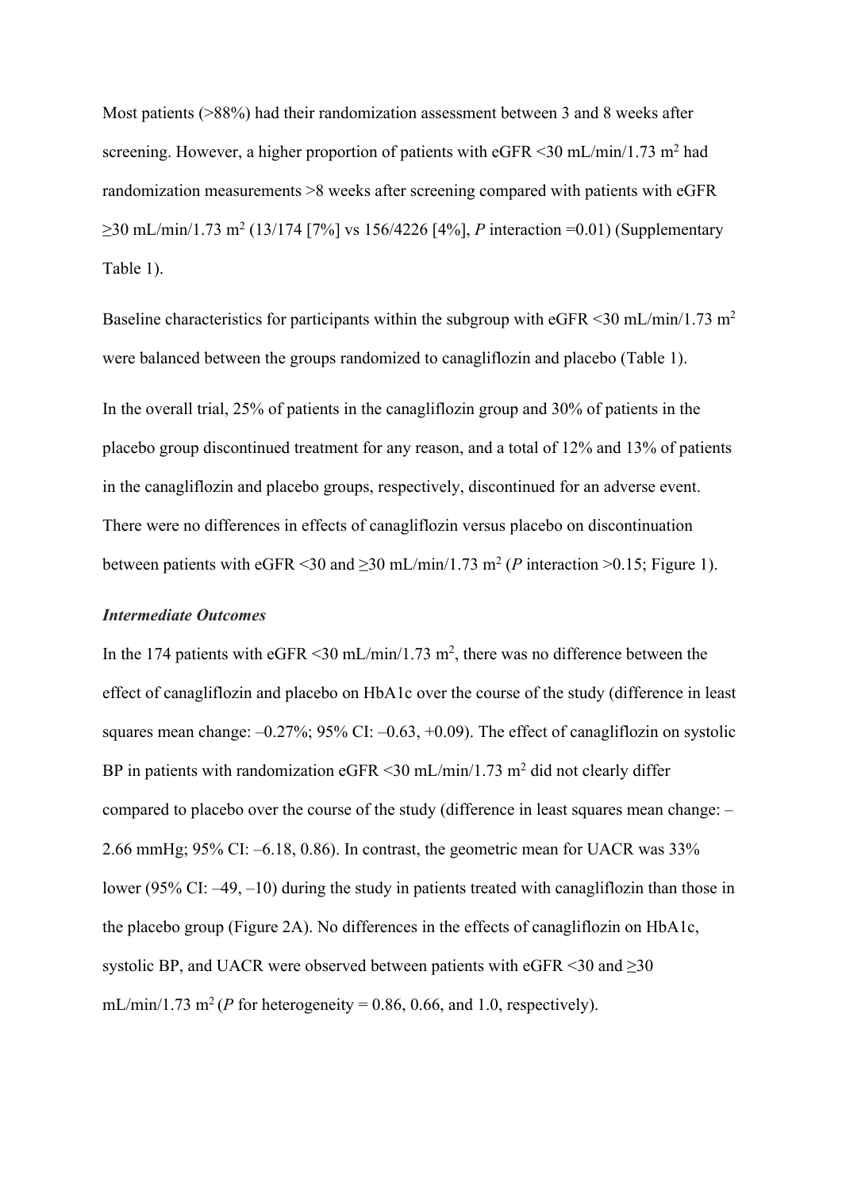Most patients (>88%) had their randomization assessment between 3 and 8 weeks after screening. However, a higher proportion of patients with eGFR <30 mL/min/1.73 $m^2$ had randomization measurements >8 weeks after screening compared with patients with eGFR ≥30 mL/min/1.73 $m^2$ (13/174 [7%] vs 156/4226 [4%], *P* interaction =0.01) (Supplementary Table 1).

Baseline characteristics for participants within the subgroup with eGFR <30 mL/min/1.73 $m^2$ were balanced between the groups randomized to canagliflozin and placebo (Table 1).

In the overall trial, 25% of patients in the canagliflozin group and 30% of patients in the placebo group discontinued treatment for any reason, and a total of 12% and 13% of patients in the canagliflozin and placebo groups, respectively, discontinued for an adverse event. There were no differences in effects of canagliflozin versus placebo on discontinuation between patients with eGFR <30 and ≥30 mL/min/1.73 $m^2$ (*P* interaction >0.15; Figure 1).

***Intermediate Outcomes***

In the 174 patients with eGFR <30 mL/min/1.73 $m^2$, there was no difference between the effect of canagliflozin and placebo on HbA1c over the course of the study (difference in least squares mean change: –0.27%; 95% CI: –0.63, +0.09). The effect of canagliflozin on systolic BP in patients with randomization eGFR <30 mL/min/1.73 $m^2$ did not clearly differ compared to placebo over the course of the study (difference in least squares mean change: –2.66 mmHg; 95% CI: –6.18, 0.86). In contrast, the geometric mean for UACR was 33% lower (95% CI: –49, –10) during the study in patients treated with canagliflozin than those in the placebo group (Figure 2A). No differences in the effects of canagliflozin on HbA1c, systolic BP, and UACR were observed between patients with eGFR <30 and ≥30 mL/min/1.73 $m^2$ (*P* for heterogeneity = 0.86, 0.66, and 1.0, respectively).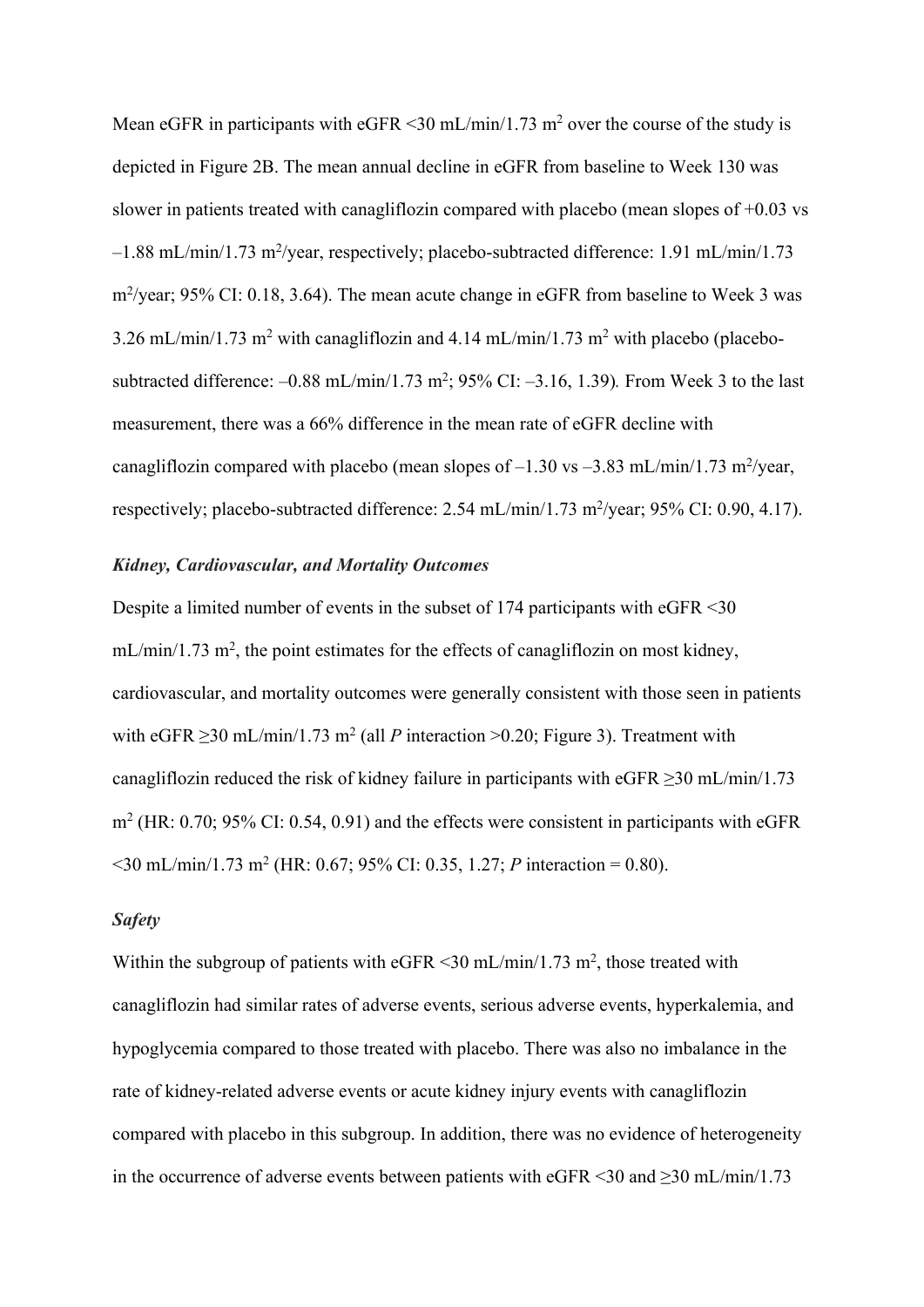Mean eGFR in participants with eGFR <30 mL/min/1.73 $m^2$ over the course of the study is depicted in Figure 2B. The mean annual decline in eGFR from baseline to Week 130 was slower in patients treated with canagliflozin compared with placebo (mean slopes of +0.03 vs –1.88 mL/min/1.73 $m^2$/year, respectively; placebo-subtracted difference: 1.91 mL/min/1.73 $m^2$/year; 95% CI: 0.18, 3.64). The mean acute change in eGFR from baseline to Week 3 was 3.26 mL/min/1.73 $m^2$ with canagliflozin and 4.14 mL/min/1.73 $m^2$ with placebo (placebo-subtracted difference: –0.88 mL/min/1.73 $m^2$; 95% CI: –3.16, 1.39). From Week 3 to the last measurement, there was a 66% difference in the mean rate of eGFR decline with canagliflozin compared with placebo (mean slopes of –1.30 vs –3.83 mL/min/1.73 $m^2$/year, respectively; placebo-subtracted difference: 2.54 mL/min/1.73 $m^2$/year; 95% CI: 0.90, 4.17).

### *Kidney, Cardiovascular, and Mortality Outcomes*

Despite a limited number of events in the subset of 174 participants with eGFR <30 mL/min/1.73 $m^2$, the point estimates for the effects of canagliflozin on most kidney, cardiovascular, and mortality outcomes were generally consistent with those seen in patients with eGFR ≥30 mL/min/1.73 $m^2$ (all *P* interaction >0.20; Figure 3). Treatment with canagliflozin reduced the risk of kidney failure in participants with eGFR ≥30 mL/min/1.73 $m^2$ (HR: 0.70; 95% CI: 0.54, 0.91) and the effects were consistent in participants with eGFR <30 mL/min/1.73 $m^2$ (HR: 0.67; 95% CI: 0.35, 1.27; *P* interaction = 0.80).

### *Safety*

Within the subgroup of patients with eGFR <30 mL/min/1.73 $m^2$, those treated with canagliflozin had similar rates of adverse events, serious adverse events, hyperkalemia, and hypoglycemia compared to those treated with placebo. There was also no imbalance in the rate of kidney-related adverse events or acute kidney injury events with canagliflozin compared with placebo in this subgroup. In addition, there was no evidence of heterogeneity in the occurrence of adverse events between patients with eGFR <30 and ≥30 mL/min/1.73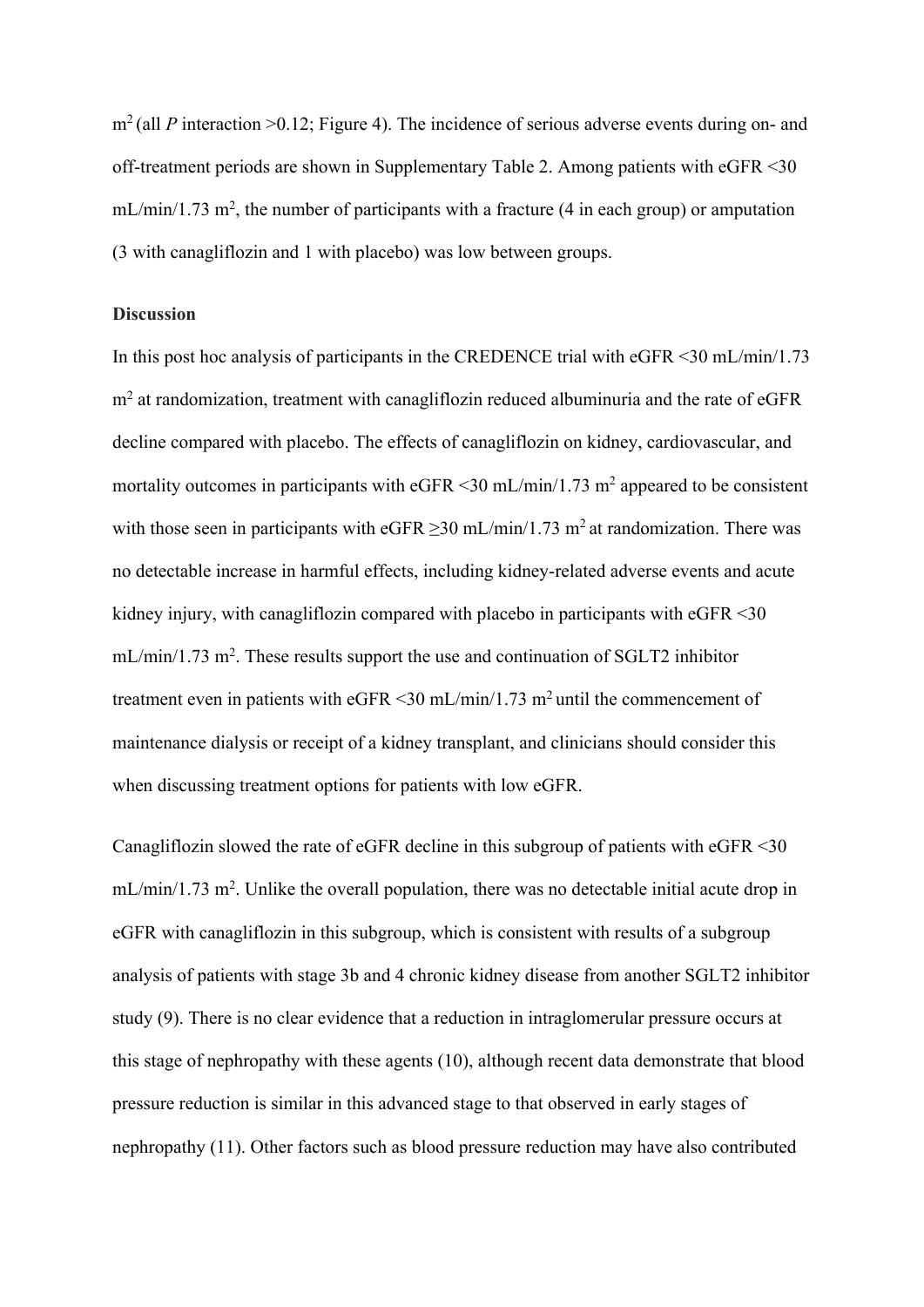$m^2$ (all *P* interaction >0.12; Figure 4). The incidence of serious adverse events during on- and off-treatment periods are shown in Supplementary Table 2. Among patients with eGFR <30 mL/min/1.73 $m^2$, the number of participants with a fracture (4 in each group) or amputation (3 with canagliflozin and 1 with placebo) was low between groups.

## Discussion

In this post hoc analysis of participants in the CREDENCE trial with eGFR <30 mL/min/1.73 $m^2$ at randomization, treatment with canagliflozin reduced albuminuria and the rate of eGFR decline compared with placebo. The effects of canagliflozin on kidney, cardiovascular, and mortality outcomes in participants with eGFR <30 mL/min/1.73 $m^2$ appeared to be consistent with those seen in participants with eGFR ≥30 mL/min/1.73 $m^2$ at randomization. There was no detectable increase in harmful effects, including kidney-related adverse events and acute kidney injury, with canagliflozin compared with placebo in participants with eGFR <30 mL/min/1.73 $m^2$. These results support the use and continuation of SGLT2 inhibitor treatment even in patients with eGFR <30 mL/min/1.73 $m^2$ until the commencement of maintenance dialysis or receipt of a kidney transplant, and clinicians should consider this when discussing treatment options for patients with low eGFR.

Canagliflozin slowed the rate of eGFR decline in this subgroup of patients with eGFR <30 mL/min/1.73 $m^2$. Unlike the overall population, there was no detectable initial acute drop in eGFR with canagliflozin in this subgroup, which is consistent with results of a subgroup analysis of patients with stage 3b and 4 chronic kidney disease from another SGLT2 inhibitor study (9). There is no clear evidence that a reduction in intraglomerular pressure occurs at this stage of nephropathy with these agents (10), although recent data demonstrate that blood pressure reduction is similar in this advanced stage to that observed in early stages of nephropathy (11). Other factors such as blood pressure reduction may have also contributed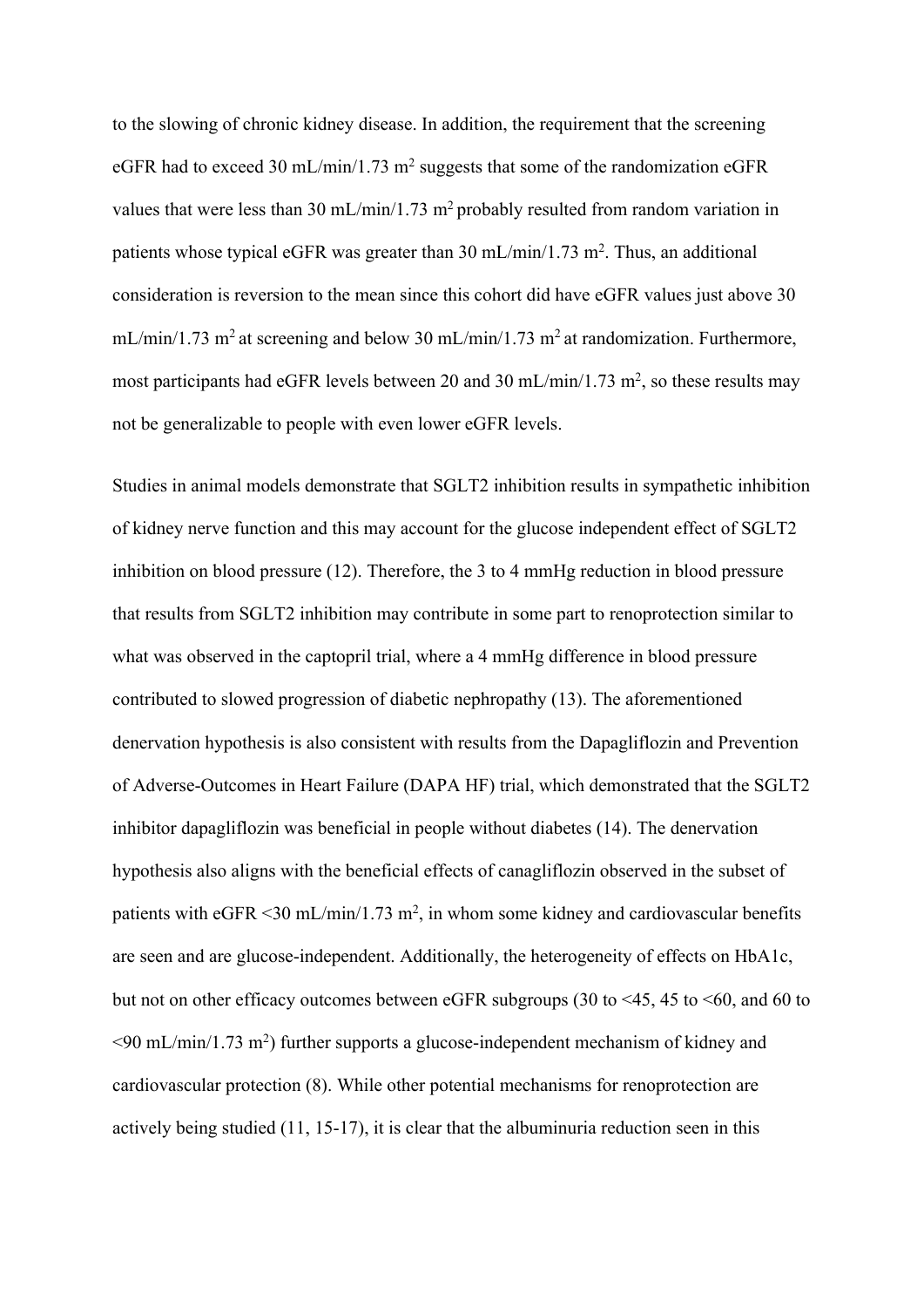to the slowing of chronic kidney disease. In addition, the requirement that the screening eGFR had to exceed 30 mL/min/1.73 $m^2$ suggests that some of the randomization eGFR values that were less than 30 mL/min/1.73 $m^2$ probably resulted from random variation in patients whose typical eGFR was greater than 30 mL/min/1.73 $m^2$. Thus, an additional consideration is reversion to the mean since this cohort did have eGFR values just above 30 mL/min/1.73 $m^2$ at screening and below 30 mL/min/1.73 $m^2$ at randomization. Furthermore, most participants had eGFR levels between 20 and 30 mL/min/1.73 $m^2$, so these results may not be generalizable to people with even lower eGFR levels.

Studies in animal models demonstrate that SGLT2 inhibition results in sympathetic inhibition of kidney nerve function and this may account for the glucose independent effect of SGLT2 inhibition on blood pressure (12). Therefore, the 3 to 4 mmHg reduction in blood pressure that results from SGLT2 inhibition may contribute in some part to renoprotection similar to what was observed in the captopril trial, where a 4 mmHg difference in blood pressure contributed to slowed progression of diabetic nephropathy (13). The aforementioned denervation hypothesis is also consistent with results from the Dapagliflozin and Prevention of Adverse-Outcomes in Heart Failure (DAPA HF) trial, which demonstrated that the SGLT2 inhibitor dapagliflozin was beneficial in people without diabetes (14). The denervation hypothesis also aligns with the beneficial effects of canagliflozin observed in the subset of patients with eGFR <30 mL/min/1.73 $m^2$, in whom some kidney and cardiovascular benefits are seen and are glucose-independent. Additionally, the heterogeneity of effects on HbA1c, but not on other efficacy outcomes between eGFR subgroups (30 to <45, 45 to <60, and 60 to <90 mL/min/1.73 $m^2$) further supports a glucose-independent mechanism of kidney and cardiovascular protection (8). While other potential mechanisms for renoprotection are actively being studied (11, 15-17), it is clear that the albuminuria reduction seen in this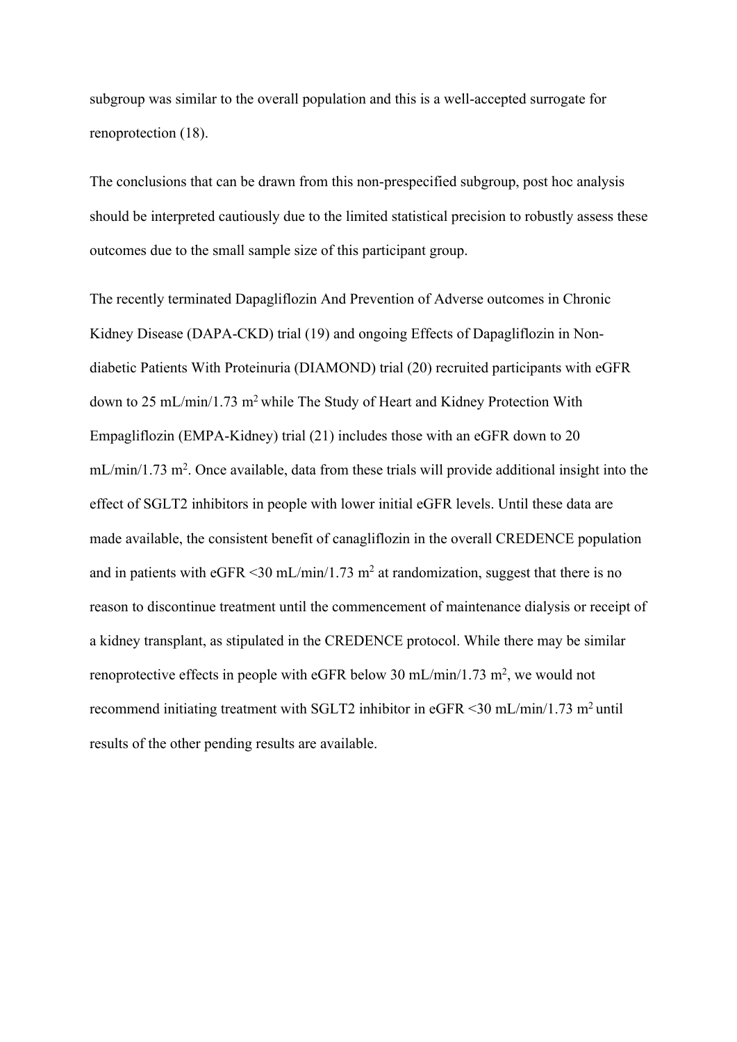subgroup was similar to the overall population and this is a well-accepted surrogate for renoprotection (18).

The conclusions that can be drawn from this non-prespecified subgroup, post hoc analysis should be interpreted cautiously due to the limited statistical precision to robustly assess these outcomes due to the small sample size of this participant group.

The recently terminated Dapagliflozin And Prevention of Adverse outcomes in Chronic Kidney Disease (DAPA-CKD) trial (19) and ongoing Effects of Dapagliflozin in Non-diabetic Patients With Proteinuria (DIAMOND) trial (20) recruited participants with eGFR down to 25 mL/min/1.73 $m^2$ while The Study of Heart and Kidney Protection With Empagliflozin (EMPA-Kidney) trial (21) includes those with an eGFR down to 20 mL/min/1.73 $m^2$. Once available, data from these trials will provide additional insight into the effect of SGLT2 inhibitors in people with lower initial eGFR levels. Until these data are made available, the consistent benefit of canagliflozin in the overall CREDENCE population and in patients with eGFR <30 mL/min/1.73 $m^2$ at randomization, suggest that there is no reason to discontinue treatment until the commencement of maintenance dialysis or receipt of a kidney transplant, as stipulated in the CREDENCE protocol. While there may be similar renoprotective effects in people with eGFR below 30 mL/min/1.73 $m^2$, we would not recommend initiating treatment with SGLT2 inhibitor in eGFR <30 mL/min/1.73 $m^2$ until results of the other pending results are available.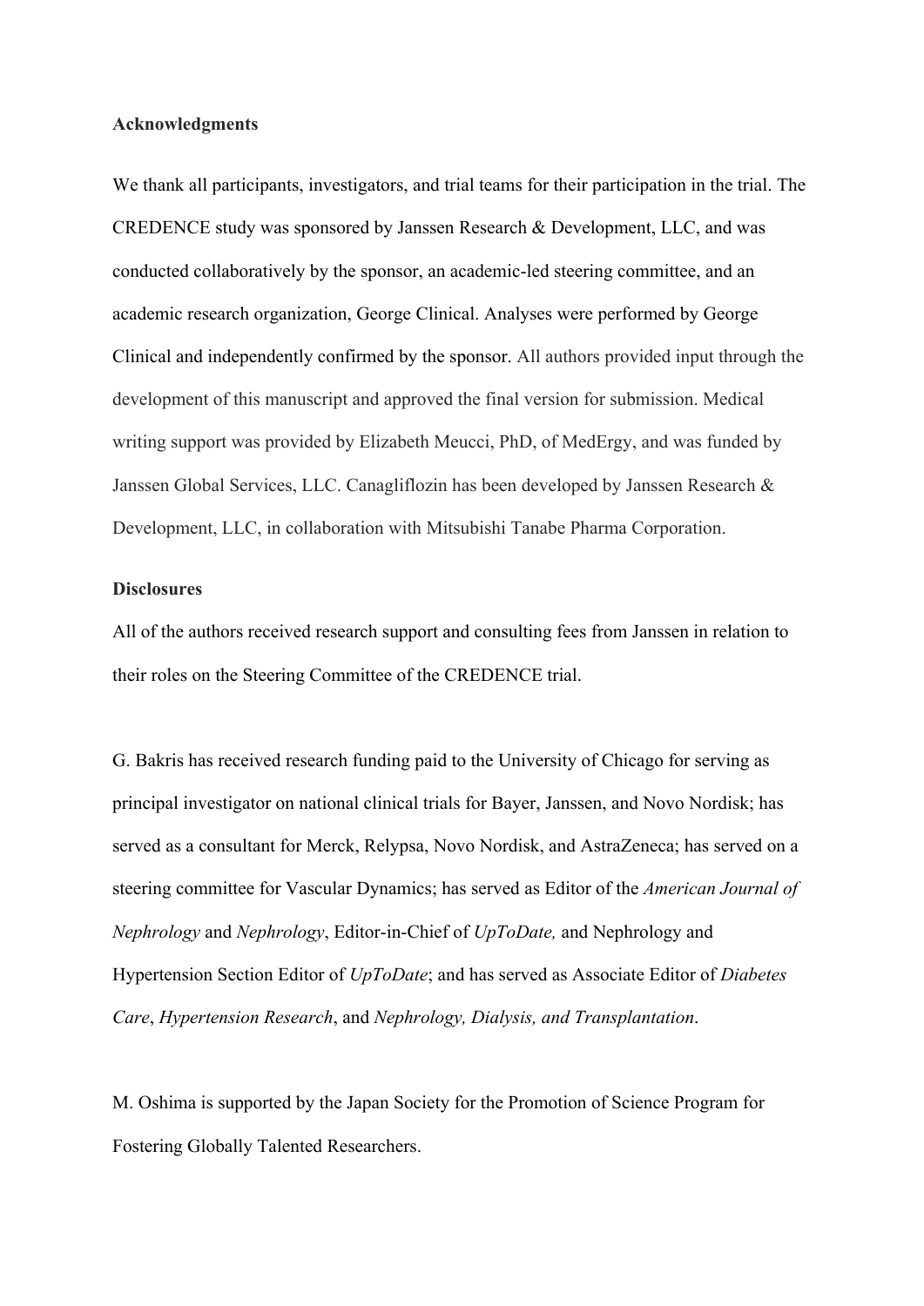**Acknowledgments**

We thank all participants, investigators, and trial teams for their participation in the trial. The CREDENCE study was sponsored by Janssen Research & Development, LLC, and was conducted collaboratively by the sponsor, an academic-led steering committee, and an academic research organization, George Clinical. Analyses were performed by George Clinical and independently confirmed by the sponsor. All authors provided input through the development of this manuscript and approved the final version for submission. Medical writing support was provided by Elizabeth Meucci, PhD, of MedErgy, and was funded by Janssen Global Services, LLC. Canagliflozin has been developed by Janssen Research & Development, LLC, in collaboration with Mitsubishi Tanabe Pharma Corporation.

**Disclosures**

All of the authors received research support and consulting fees from Janssen in relation to their roles on the Steering Committee of the CREDENCE trial.

G. Bakris has received research funding paid to the University of Chicago for serving as principal investigator on national clinical trials for Bayer, Janssen, and Novo Nordisk; has served as a consultant for Merck, Relypsa, Novo Nordisk, and AstraZeneca; has served on a steering committee for Vascular Dynamics; has served as Editor of the *American Journal of Nephrology* and *Nephrology*, Editor-in-Chief of *UpToDate,* and Nephrology and Hypertension Section Editor of *UpToDate*; and has served as Associate Editor of *Diabetes Care*, *Hypertension Research*, and *Nephrology, Dialysis, and Transplantation*.

M. Oshima is supported by the Japan Society for the Promotion of Science Program for Fostering Globally Talented Researchers.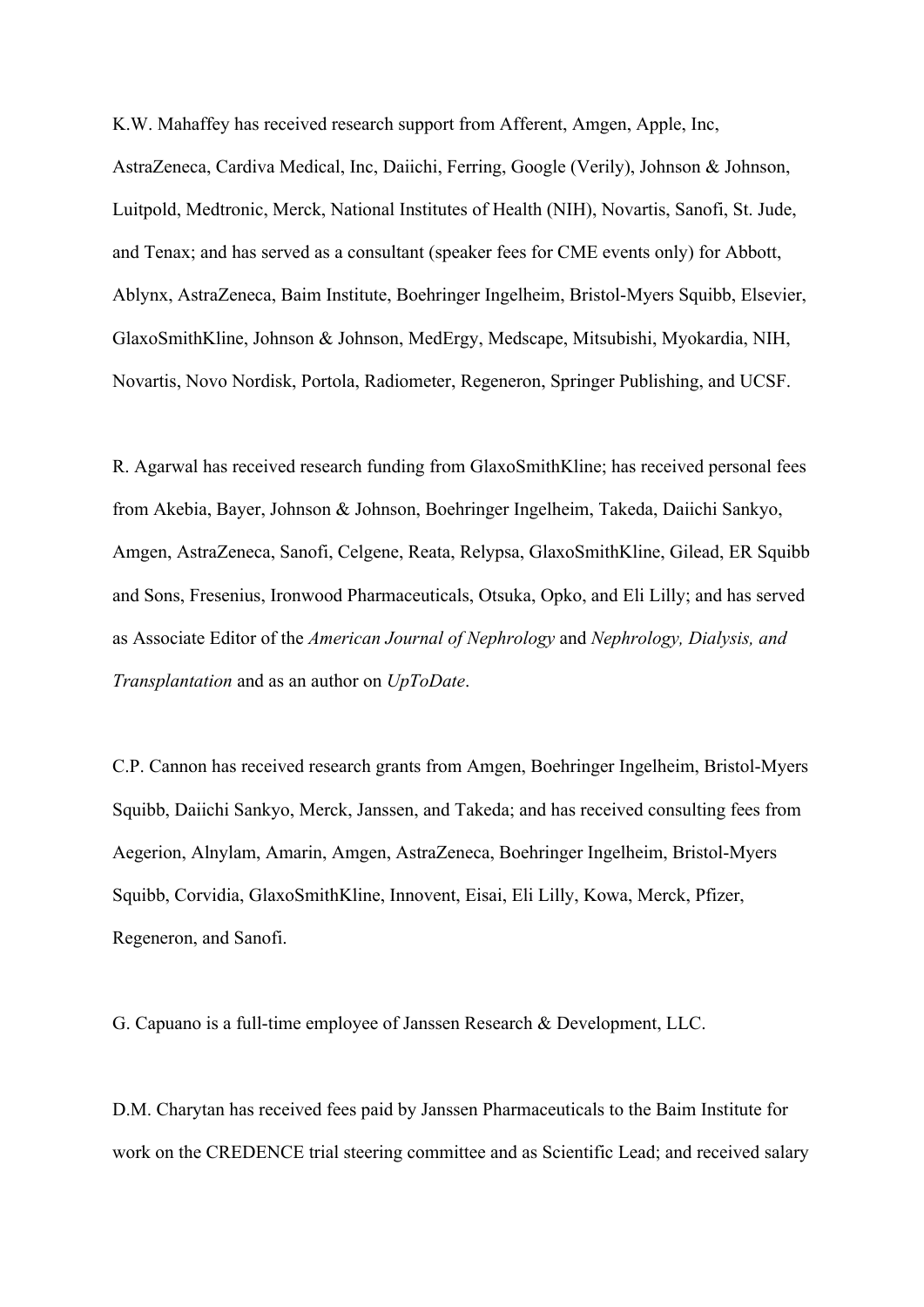K.W. Mahaffey has received research support from Afferent, Amgen, Apple, Inc, AstraZeneca, Cardiva Medical, Inc, Daiichi, Ferring, Google (Verily), Johnson & Johnson, Luitpold, Medtronic, Merck, National Institutes of Health (NIH), Novartis, Sanofi, St. Jude, and Tenax; and has served as a consultant (speaker fees for CME events only) for Abbott, Ablynx, AstraZeneca, Baim Institute, Boehringer Ingelheim, Bristol-Myers Squibb, Elsevier, GlaxoSmithKline, Johnson & Johnson, MedErgy, Medscape, Mitsubishi, Myokardia, NIH, Novartis, Novo Nordisk, Portola, Radiometer, Regeneron, Springer Publishing, and UCSF.

R. Agarwal has received research funding from GlaxoSmithKline; has received personal fees from Akebia, Bayer, Johnson & Johnson, Boehringer Ingelheim, Takeda, Daiichi Sankyo, Amgen, AstraZeneca, Sanofi, Celgene, Reata, Relypsa, GlaxoSmithKline, Gilead, ER Squibb and Sons, Fresenius, Ironwood Pharmaceuticals, Otsuka, Opko, and Eli Lilly; and has served as Associate Editor of the *American Journal of Nephrology* and *Nephrology, Dialysis, and Transplantation* and as an author on *UpToDate*.

C.P. Cannon has received research grants from Amgen, Boehringer Ingelheim, Bristol-Myers Squibb, Daiichi Sankyo, Merck, Janssen, and Takeda; and has received consulting fees from Aegerion, Alnylam, Amarin, Amgen, AstraZeneca, Boehringer Ingelheim, Bristol-Myers Squibb, Corvidia, GlaxoSmithKline, Innovent, Eisai, Eli Lilly, Kowa, Merck, Pfizer, Regeneron, and Sanofi.

G. Capuano is a full-time employee of Janssen Research & Development, LLC.

D.M. Charytan has received fees paid by Janssen Pharmaceuticals to the Baim Institute for work on the CREDENCE trial steering committee and as Scientific Lead; and received salary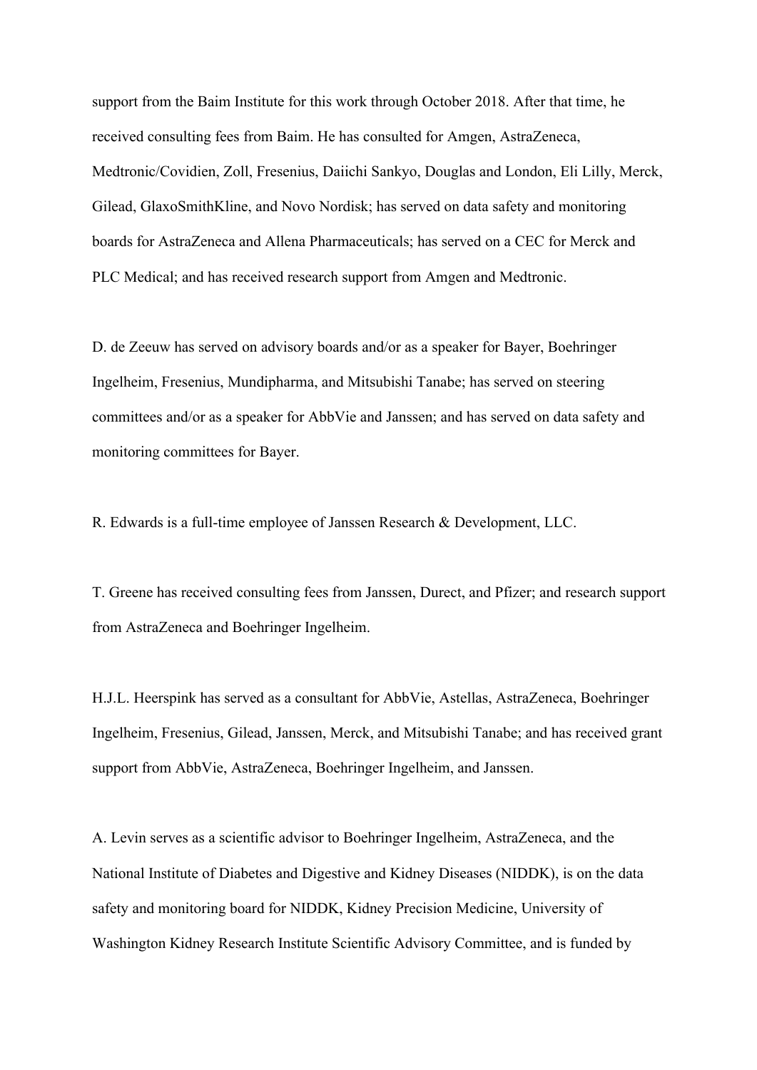support from the Baim Institute for this work through October 2018. After that time, he received consulting fees from Baim. He has consulted for Amgen, AstraZeneca, Medtronic/Covidien, Zoll, Fresenius, Daiichi Sankyo, Douglas and London, Eli Lilly, Merck, Gilead, GlaxoSmithKline, and Novo Nordisk; has served on data safety and monitoring boards for AstraZeneca and Allena Pharmaceuticals; has served on a CEC for Merck and PLC Medical; and has received research support from Amgen and Medtronic.

D. de Zeeuw has served on advisory boards and/or as a speaker for Bayer, Boehringer Ingelheim, Fresenius, Mundipharma, and Mitsubishi Tanabe; has served on steering committees and/or as a speaker for AbbVie and Janssen; and has served on data safety and monitoring committees for Bayer.

R. Edwards is a full-time employee of Janssen Research & Development, LLC.

T. Greene has received consulting fees from Janssen, Durect, and Pfizer; and research support from AstraZeneca and Boehringer Ingelheim.

H.J.L. Heerspink has served as a consultant for AbbVie, Astellas, AstraZeneca, Boehringer Ingelheim, Fresenius, Gilead, Janssen, Merck, and Mitsubishi Tanabe; and has received grant support from AbbVie, AstraZeneca, Boehringer Ingelheim, and Janssen.

A. Levin serves as a scientific advisor to Boehringer Ingelheim, AstraZeneca, and the National Institute of Diabetes and Digestive and Kidney Diseases (NIDDK), is on the data safety and monitoring board for NIDDK, Kidney Precision Medicine, University of Washington Kidney Research Institute Scientific Advisory Committee, and is funded by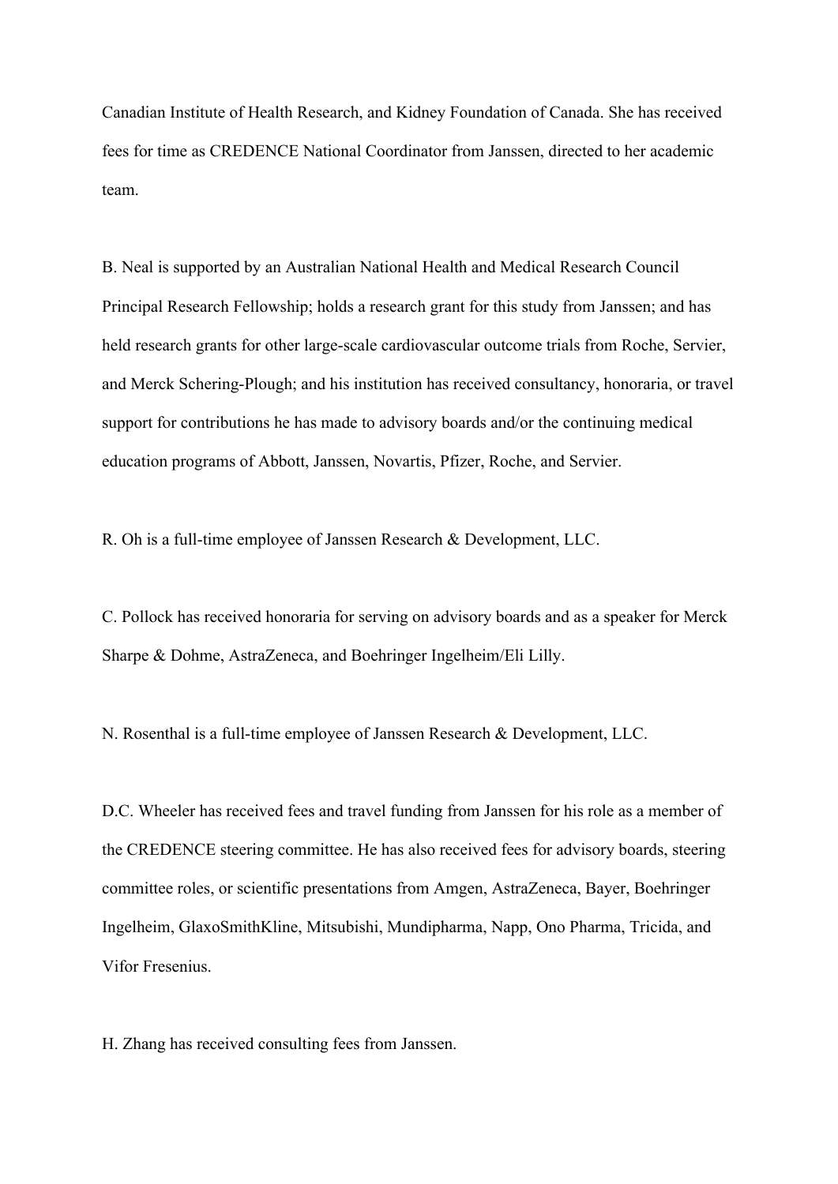Canadian Institute of Health Research, and Kidney Foundation of Canada. She has received fees for time as CREDENCE National Coordinator from Janssen, directed to her academic team.

B. Neal is supported by an Australian National Health and Medical Research Council Principal Research Fellowship; holds a research grant for this study from Janssen; and has held research grants for other large-scale cardiovascular outcome trials from Roche, Servier, and Merck Schering-Plough; and his institution has received consultancy, honoraria, or travel support for contributions he has made to advisory boards and/or the continuing medical education programs of Abbott, Janssen, Novartis, Pfizer, Roche, and Servier.

R. Oh is a full-time employee of Janssen Research & Development, LLC.

C. Pollock has received honoraria for serving on advisory boards and as a speaker for Merck Sharpe & Dohme, AstraZeneca, and Boehringer Ingelheim/Eli Lilly.

N. Rosenthal is a full-time employee of Janssen Research & Development, LLC.

D.C. Wheeler has received fees and travel funding from Janssen for his role as a member of the CREDENCE steering committee. He has also received fees for advisory boards, steering committee roles, or scientific presentations from Amgen, AstraZeneca, Bayer, Boehringer Ingelheim, GlaxoSmithKline, Mitsubishi, Mundipharma, Napp, Ono Pharma, Tricida, and Vifor Fresenius.

H. Zhang has received consulting fees from Janssen.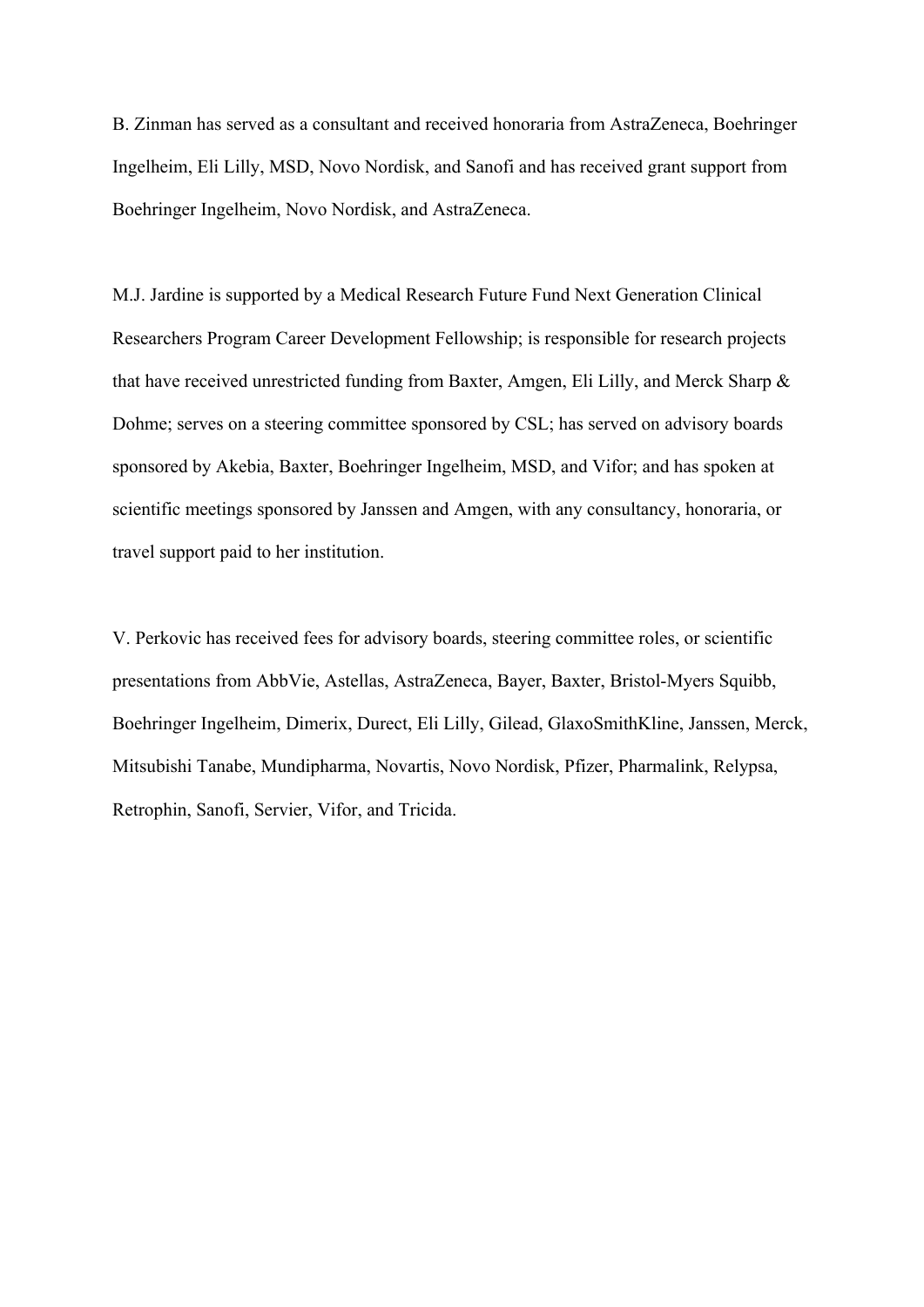B. Zinman has served as a consultant and received honoraria from AstraZeneca, Boehringer Ingelheim, Eli Lilly, MSD, Novo Nordisk, and Sanofi and has received grant support from Boehringer Ingelheim, Novo Nordisk, and AstraZeneca.

M.J. Jardine is supported by a Medical Research Future Fund Next Generation Clinical Researchers Program Career Development Fellowship; is responsible for research projects that have received unrestricted funding from Baxter, Amgen, Eli Lilly, and Merck Sharp & Dohme; serves on a steering committee sponsored by CSL; has served on advisory boards sponsored by Akebia, Baxter, Boehringer Ingelheim, MSD, and Vifor; and has spoken at scientific meetings sponsored by Janssen and Amgen, with any consultancy, honoraria, or travel support paid to her institution.

V. Perkovic has received fees for advisory boards, steering committee roles, or scientific presentations from AbbVie, Astellas, AstraZeneca, Bayer, Baxter, Bristol-Myers Squibb, Boehringer Ingelheim, Dimerix, Durect, Eli Lilly, Gilead, GlaxoSmithKline, Janssen, Merck, Mitsubishi Tanabe, Mundipharma, Novartis, Novo Nordisk, Pfizer, Pharmalink, Relypsa, Retrophin, Sanofi, Servier, Vifor, and Tricida.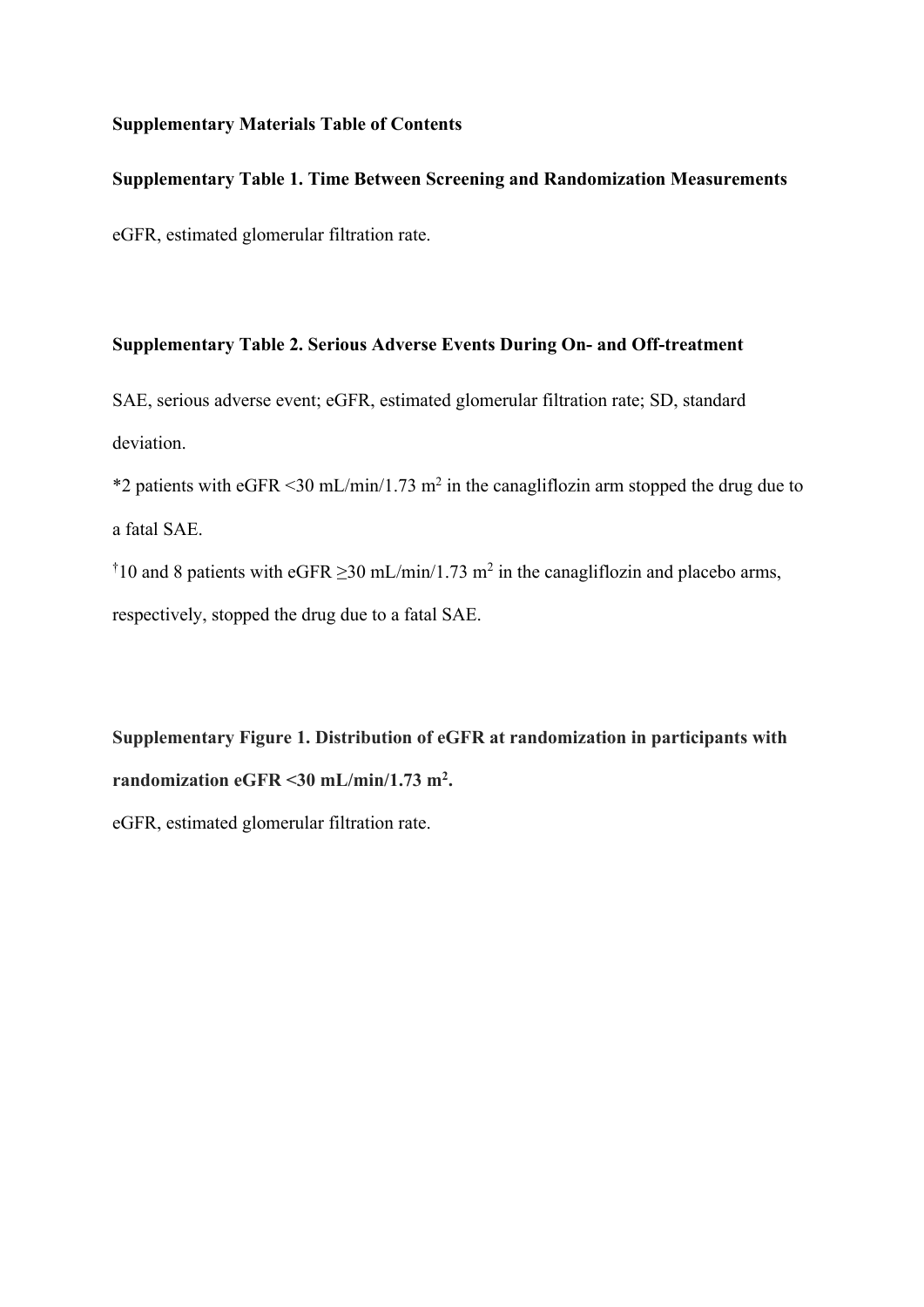**Supplementary Materials Table of Contents**

**Supplementary Table 1. Time Between Screening and Randomization Measurements**

eGFR, estimated glomerular filtration rate.

**Supplementary Table 2. Serious Adverse Events During On- and Off-treatment**

SAE, serious adverse event; eGFR, estimated glomerular filtration rate; SD, standard deviation.

*2 patients with eGFR <30 mL/min/1.73 $m^2$ in the canagliflozin arm stopped the drug due to a fatal SAE.

†10 and 8 patients with eGFR ≥30 mL/min/1.73 $m^2$ in the canagliflozin and placebo arms, respectively, stopped the drug due to a fatal SAE.

**Supplementary Figure 1. Distribution of eGFR at randomization in participants with randomization eGFR <30 mL/min/1.73 $m^2$.**

eGFR, estimated glomerular filtration rate.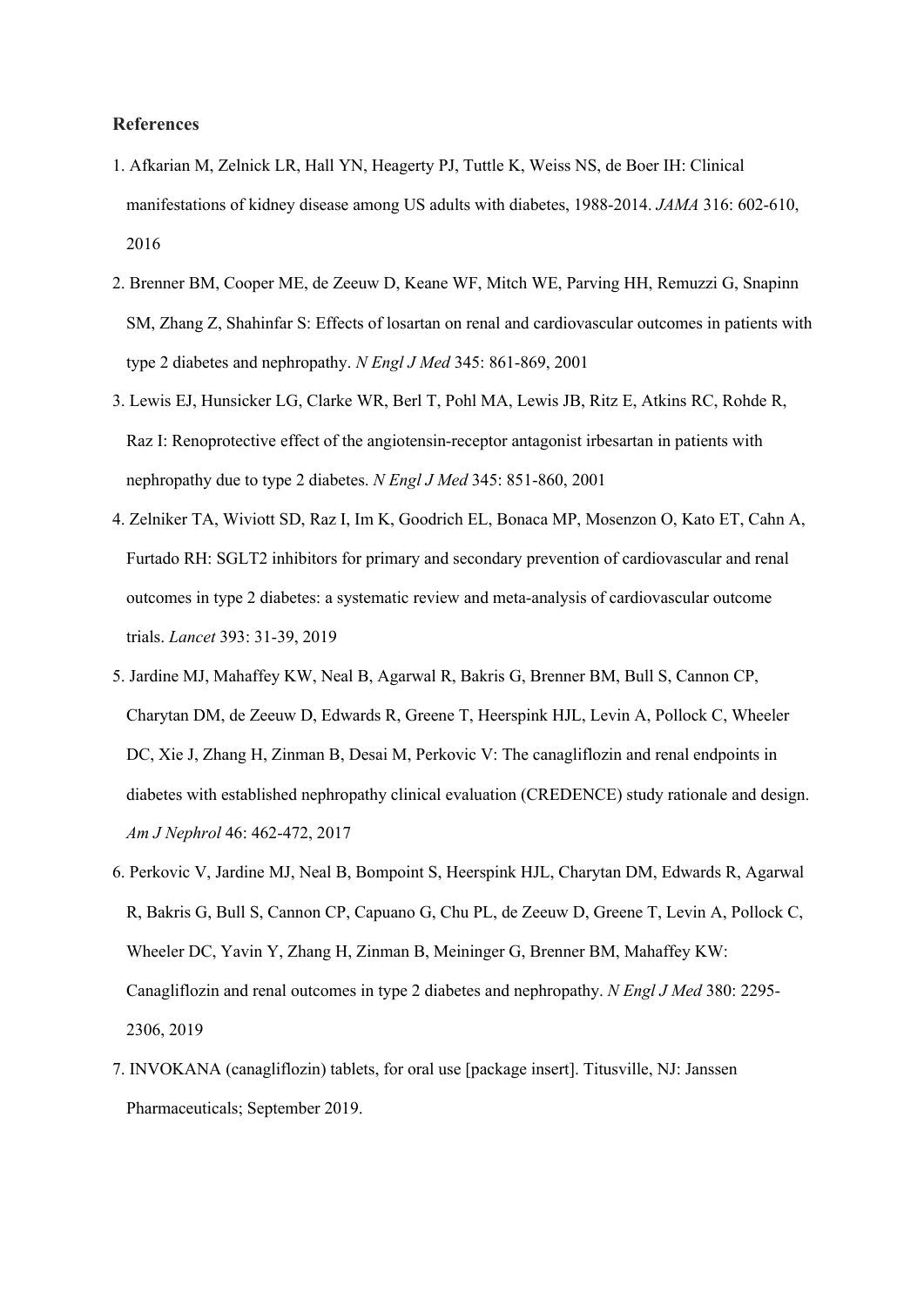## References

1. Afkarian M, Zelnick LR, Hall YN, Heagerty PJ, Tuttle K, Weiss NS, de Boer IH: Clinical manifestations of kidney disease among US adults with diabetes, 1988-2014. *JAMA* 316: 602-610, 2016
2. Brenner BM, Cooper ME, de Zeeuw D, Keane WF, Mitch WE, Parving HH, Remuzzi G, Snapinn SM, Zhang Z, Shahinfar S: Effects of losartan on renal and cardiovascular outcomes in patients with type 2 diabetes and nephropathy. *N Engl J Med* 345: 861-869, 2001
3. Lewis EJ, Hunsicker LG, Clarke WR, Berl T, Pohl MA, Lewis JB, Ritz E, Atkins RC, Rohde R, Raz I: Renoprotective effect of the angiotensin-receptor antagonist irbesartan in patients with nephropathy due to type 2 diabetes. *N Engl J Med* 345: 851-860, 2001
4. Zelniker TA, Wiviott SD, Raz I, Im K, Goodrich EL, Bonaca MP, Mosenzon O, Kato ET, Cahn A, Furtado RH: SGLT2 inhibitors for primary and secondary prevention of cardiovascular and renal outcomes in type 2 diabetes: a systematic review and meta-analysis of cardiovascular outcome trials. *Lancet* 393: 31-39, 2019
5. Jardine MJ, Mahaffey KW, Neal B, Agarwal R, Bakris G, Brenner BM, Bull S, Cannon CP, Charytan DM, de Zeeuw D, Edwards R, Greene T, Heerspink HJL, Levin A, Pollock C, Wheeler DC, Xie J, Zhang H, Zinman B, Desai M, Perkovic V: The canagliflozin and renal endpoints in diabetes with established nephropathy clinical evaluation (CREDENCE) study rationale and design. *Am J Nephrol* 46: 462-472, 2017
6. Perkovic V, Jardine MJ, Neal B, Bompoint S, Heerspink HJL, Charytan DM, Edwards R, Agarwal R, Bakris G, Bull S, Cannon CP, Capuano G, Chu PL, de Zeeuw D, Greene T, Levin A, Pollock C, Wheeler DC, Yavin Y, Zhang H, Zinman B, Meininger G, Brenner BM, Mahaffey KW: Canagliflozin and renal outcomes in type 2 diabetes and nephropathy. *N Engl J Med* 380: 2295-2306, 2019
7. INVOKANA (canagliflozin) tablets, for oral use [package insert]. Titusville, NJ: Janssen Pharmaceuticals; September 2019.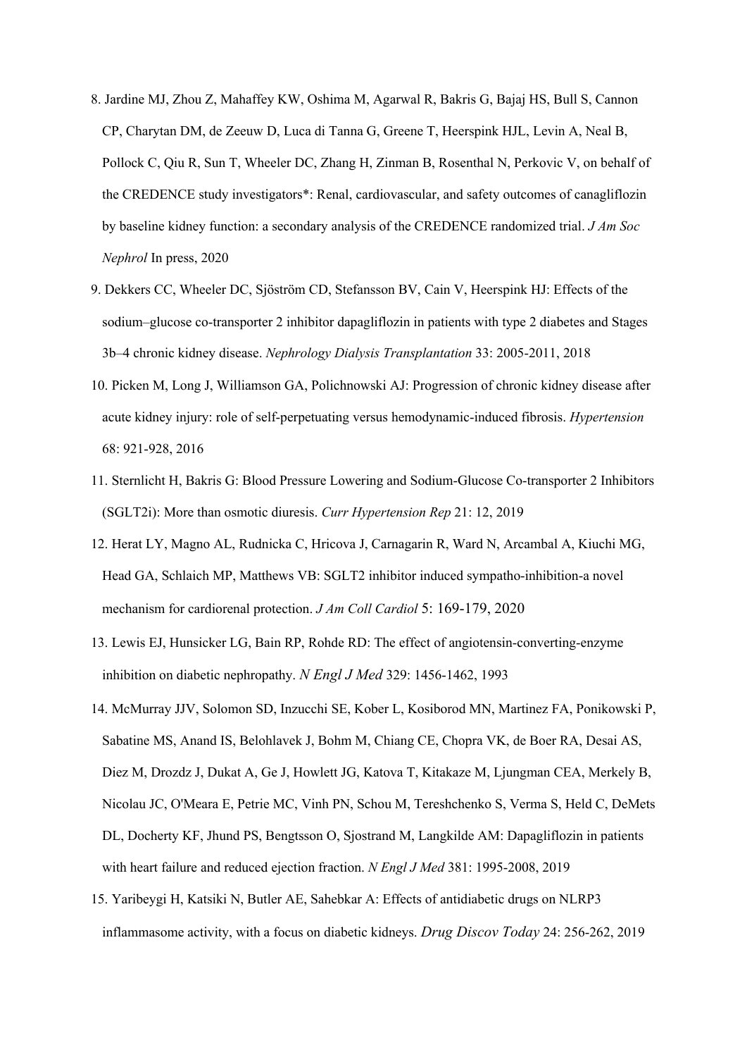8. Jardine MJ, Zhou Z, Mahaffey KW, Oshima M, Agarwal R, Bakris G, Bajaj HS, Bull S, Cannon CP, Charytan DM, de Zeeuw D, Luca di Tanna G, Greene T, Heerspink HJL, Levin A, Neal B, Pollock C, Qiu R, Sun T, Wheeler DC, Zhang H, Zinman B, Rosenthal N, Perkovic V, on behalf of the CREDENCE study investigators*: Renal, cardiovascular, and safety outcomes of canagliflozin by baseline kidney function: a secondary analysis of the CREDENCE randomized trial. *J Am Soc Nephrol* In press, 2020

9. Dekkers CC, Wheeler DC, Sjöström CD, Stefansson BV, Cain V, Heerspink HJ: Effects of the sodium–glucose co-transporter 2 inhibitor dapagliflozin in patients with type 2 diabetes and Stages 3b–4 chronic kidney disease. *Nephrology Dialysis Transplantation* 33: 2005-2011, 2018

10. Picken M, Long J, Williamson GA, Polichnowski AJ: Progression of chronic kidney disease after acute kidney injury: role of self-perpetuating versus hemodynamic-induced fibrosis. *Hypertension* 68: 921-928, 2016

11. Sternlicht H, Bakris G: Blood Pressure Lowering and Sodium-Glucose Co-transporter 2 Inhibitors (SGLT2i): More than osmotic diuresis. *Curr Hypertension Rep* 21: 12, 2019

12. Herat LY, Magno AL, Rudnicka C, Hricova J, Carnagarin R, Ward N, Arcambal A, Kiuchi MG, Head GA, Schlaich MP, Matthews VB: SGLT2 inhibitor induced sympatho-inhibition-a novel mechanism for cardiorenal protection. *J Am Coll Cardiol* 5: 169-179, 2020

13. Lewis EJ, Hunsicker LG, Bain RP, Rohde RD: The effect of angiotensin-converting-enzyme inhibition on diabetic nephropathy. *N Engl J Med* 329: 1456-1462, 1993

14. McMurray JJV, Solomon SD, Inzucchi SE, Kober L, Kosiborod MN, Martinez FA, Ponikowski P, Sabatine MS, Anand IS, Belohlavek J, Bohm M, Chiang CE, Chopra VK, de Boer RA, Desai AS, Diez M, Drozdz J, Dukat A, Ge J, Howlett JG, Katova T, Kitakaze M, Ljungman CEA, Merkely B, Nicolau JC, O'Meara E, Petrie MC, Vinh PN, Schou M, Tereshchenko S, Verma S, Held C, DeMets DL, Docherty KF, Jhund PS, Bengtsson O, Sjostrand M, Langkilde AM: Dapagliflozin in patients with heart failure and reduced ejection fraction. *N Engl J Med* 381: 1995-2008, 2019

15. Yaribeygi H, Katsiki N, Butler AE, Sahebkar A: Effects of antidiabetic drugs on NLRP3 inflammasome activity, with a focus on diabetic kidneys. *Drug Discov Today* 24: 256-262, 2019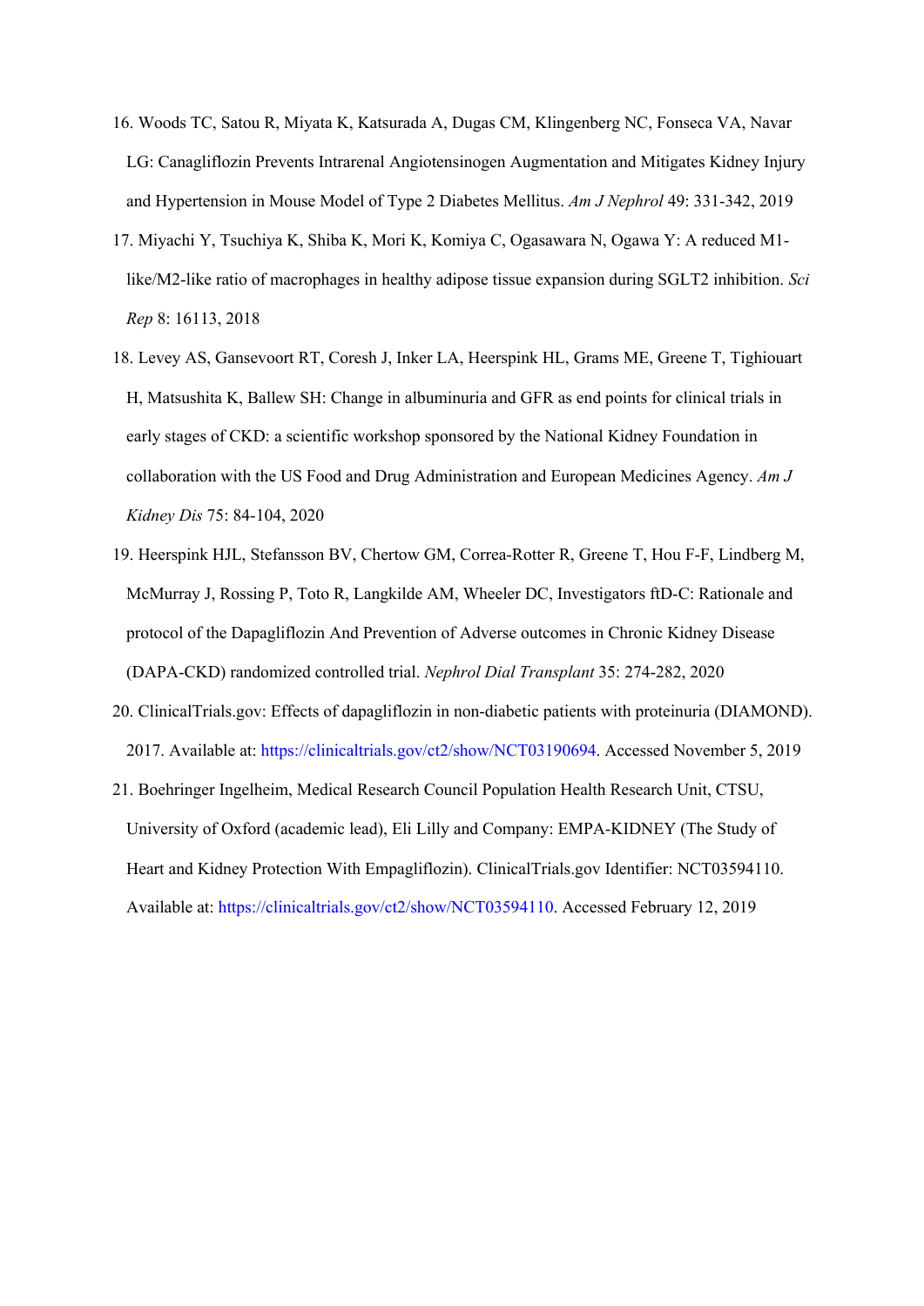16. Woods TC, Satou R, Miyata K, Katsurada A, Dugas CM, Klingenberg NC, Fonseca VA, Navar LG: Canagliflozin Prevents Intrarenal Angiotensinogen Augmentation and Mitigates Kidney Injury and Hypertension in Mouse Model of Type 2 Diabetes Mellitus. *Am J Nephrol* 49: 331-342, 2019
17. Miyachi Y, Tsuchiya K, Shiba K, Mori K, Komiya C, Ogasawara N, Ogawa Y: A reduced M1-like/M2-like ratio of macrophages in healthy adipose tissue expansion during SGLT2 inhibition. *Sci Rep* 8: 16113, 2018
18. Levey AS, Gansevoort RT, Coresh J, Inker LA, Heerspink HL, Grams ME, Greene T, Tighiouart H, Matsushita K, Ballew SH: Change in albuminuria and GFR as end points for clinical trials in early stages of CKD: a scientific workshop sponsored by the National Kidney Foundation in collaboration with the US Food and Drug Administration and European Medicines Agency. *Am J Kidney Dis* 75: 84-104, 2020
19. Heerspink HJL, Stefansson BV, Chertow GM, Correa-Rotter R, Greene T, Hou F-F, Lindberg M, McMurray J, Rossing P, Toto R, Langkilde AM, Wheeler DC, Investigators ftD-C: Rationale and protocol of the Dapagliflozin And Prevention of Adverse outcomes in Chronic Kidney Disease (DAPA-CKD) randomized controlled trial. *Nephrol Dial Transplant* 35: 274-282, 2020
20. ClinicalTrials.gov: Effects of dapagliflozin in non-diabetic patients with proteinuria (DIAMOND). 2017. Available at: https://clinicaltrials.gov/ct2/show/NCT03190694. Accessed November 5, 2019
21. Boehringer Ingelheim, Medical Research Council Population Health Research Unit, CTSU, University of Oxford (academic lead), Eli Lilly and Company: EMPA-KIDNEY (The Study of Heart and Kidney Protection With Empagliflozin). ClinicalTrials.gov Identifier: NCT03594110. Available at: https://clinicaltrials.gov/ct2/show/NCT03594110. Accessed February 12, 2019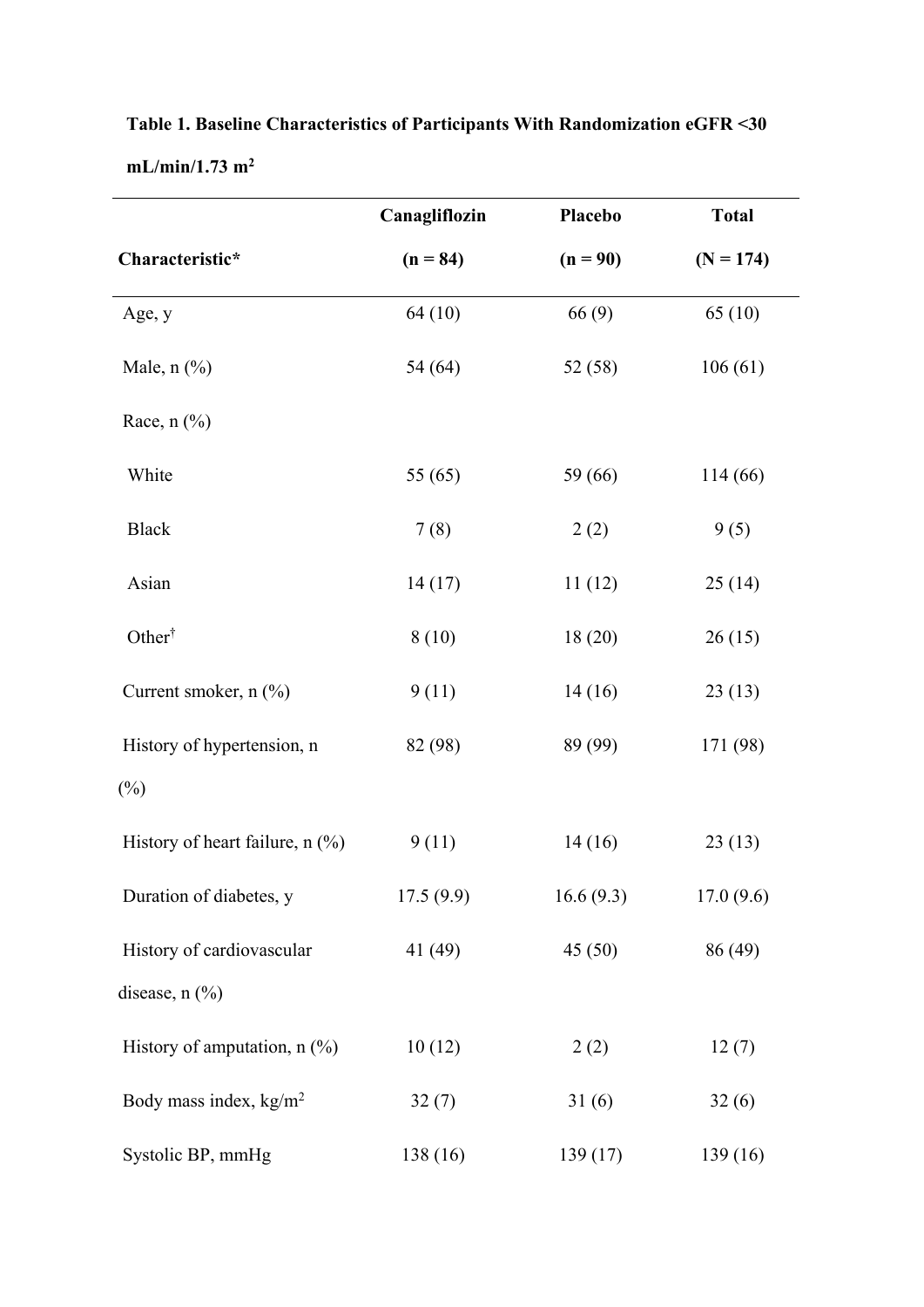**Table 1. Baseline Characteristics of Participants With Randomization eGFR <30 mL/min/1.73 m$^2$**

| Characteristic* | Canagliflozin (n = 84) | Placebo (n = 90) | Total (N = 174) |
|---|---|---|---|
| Age, y | 64 (10) | 66 (9) | 65 (10) |
| Male, n (%) | 54 (64) | 52 (58) | 106 (61) |
| Race, n (%) | | | |
| White | 55 (65) | 59 (66) | 114 (66) |
| Black | 7 (8) | 2 (2) | 9 (5) |
| Asian | 14 (17) | 11 (12) | 25 (14) |
| Other† | 8 (10) | 18 (20) | 26 (15) |
| Current smoker, n (%) | 9 (11) | 14 (16) | 23 (13) |
| History of hypertension, n (%) | 82 (98) | 89 (99) | 171 (98) |
| History of heart failure, n (%) | 9 (11) | 14 (16) | 23 (13) |
| Duration of diabetes, y | 17.5 (9.9) | 16.6 (9.3) | 17.0 (9.6) |
| History of cardiovascular disease, n (%) | 41 (49) | 45 (50) | 86 (49) |
| History of amputation, n (%) | 10 (12) | 2 (2) | 12 (7) |
| Body mass index, kg/m$^2$ | 32 (7) | 31 (6) | 32 (6) |
| Systolic BP, mmHg | 138 (16) | 139 (17) | 139 (16) |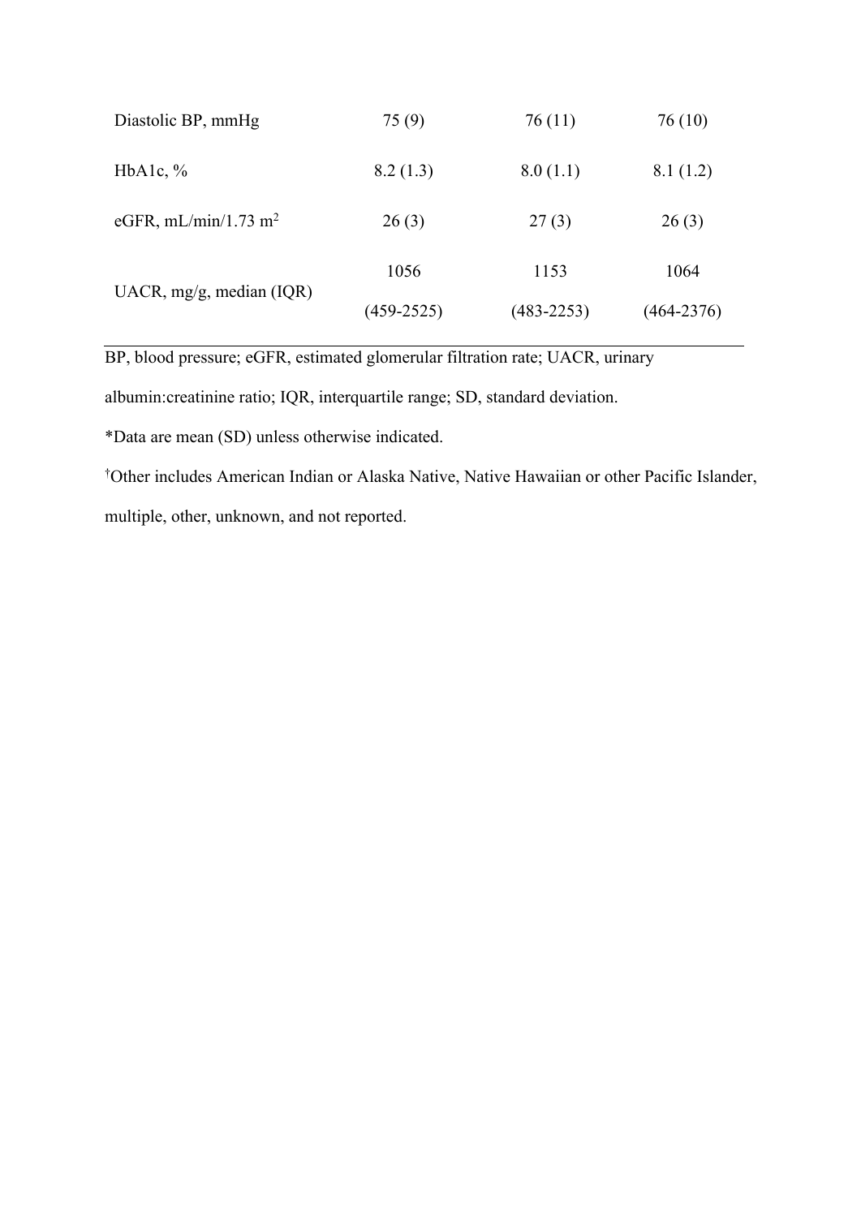| | | | |
|---|---|---|---|
| Diastolic BP, mmHg | 75 (9) | 76 (11) | 76 (10) |
| HbA1c, % | 8.2 (1.3) | 8.0 (1.1) | 8.1 (1.2) |
| eGFR, mL/min/1.73 $m^2$ | 26 (3) | 27 (3) | 26 (3) |
| UACR, mg/g, median (IQR) | 1056 (459-2525) | 1153 (483-2253) | 1064 (464-2376) |

BP, blood pressure; eGFR, estimated glomerular filtration rate; UACR, urinary albumin:creatinine ratio; IQR, interquartile range; SD, standard deviation.

*Data are mean (SD) unless otherwise indicated.

†Other includes American Indian or Alaska Native, Native Hawaiian or other Pacific Islander, multiple, other, unknown, and not reported.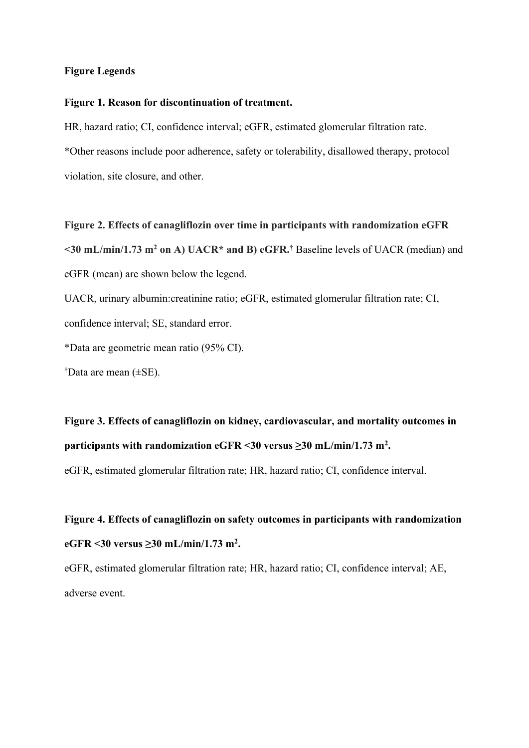## Figure Legends

**Figure 1. Reason for discontinuation of treatment.**

HR, hazard ratio; CI, confidence interval; eGFR, estimated glomerular filtration rate.

*Other reasons include poor adherence, safety or tolerability, disallowed therapy, protocol violation, site closure, and other.

**Figure 2. Effects of canagliflozin over time in participants with randomization eGFR <30 mL/min/1.73 m$^2$ on A) UACR* and B) eGFR.†** Baseline levels of UACR (median) and eGFR (mean) are shown below the legend.

UACR, urinary albumin:creatinine ratio; eGFR, estimated glomerular filtration rate; CI, confidence interval; SE, standard error.

*Data are geometric mean ratio (95% CI).

†Data are mean (±SE).

**Figure 3. Effects of canagliflozin on kidney, cardiovascular, and mortality outcomes in participants with randomization eGFR <30 versus ≥30 mL/min/1.73 m$^2$.**

eGFR, estimated glomerular filtration rate; HR, hazard ratio; CI, confidence interval.

**Figure 4. Effects of canagliflozin on safety outcomes in participants with randomization eGFR <30 versus ≥30 mL/min/1.73 m$^2$.**

eGFR, estimated glomerular filtration rate; HR, hazard ratio; CI, confidence interval; AE, adverse event.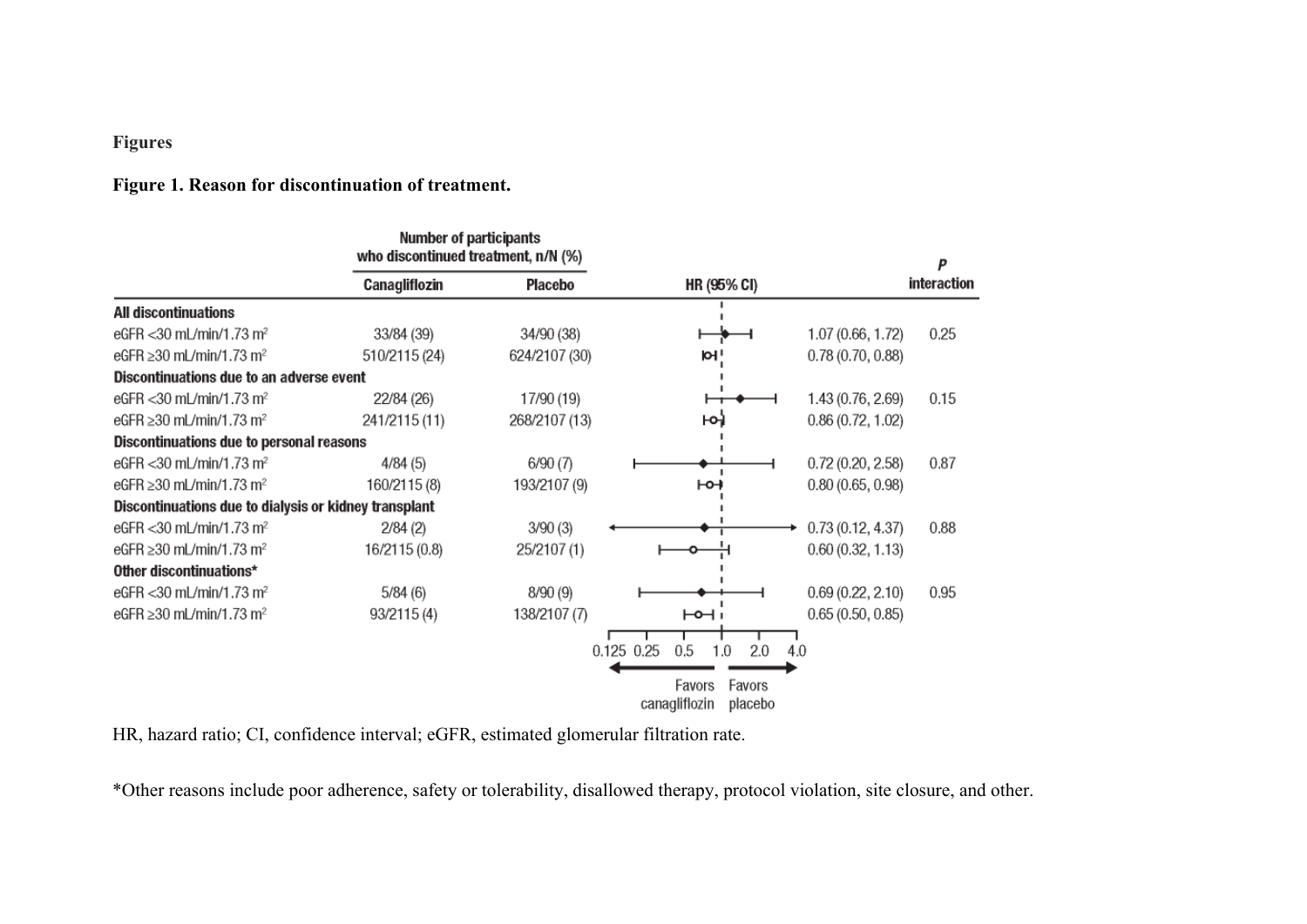**Figures**

**Figure 1. Reason for discontinuation of treatment.**

| | Number of participants who discontinued treatment, n/N (%) | | | | |
|---|---|---|---|---|---|
| | Canagliflozin | Placebo | HR (95% CI) | | P interaction |
| **All discontinuations** | | | | | |
| eGFR <30 mL/min/1.73 m² | 33/84 (39) | 34/90 (38) | | 1.07 (0.66, 1.72) | 0.25 |
| eGFR ≥30 mL/min/1.73 m² | 510/2115 (24) | 624/2107 (30) | | 0.78 (0.70, 0.88) | |
| **Discontinuations due to an adverse event** | | | | | |
| eGFR <30 mL/min/1.73 m² | 22/84 (26) | 17/90 (19) | | 1.43 (0.76, 2.69) | 0.15 |
| eGFR ≥30 mL/min/1.73 m² | 241/2115 (11) | 268/2107 (13) | | 0.86 (0.72, 1.02) | |
| **Discontinuations due to personal reasons** | | | | | |
| eGFR <30 mL/min/1.73 m² | 4/84 (5) | 6/90 (7) | | 0.72 (0.20, 2.58) | 0.87 |
| eGFR ≥30 mL/min/1.73 m² | 160/2115 (8) | 193/2107 (9) | | 0.80 (0.65, 0.98) | |
| **Discontinuations due to dialysis or kidney transplant** | | | | | |
| eGFR <30 mL/min/1.73 m² | 2/84 (2) | 3/90 (3) | | 0.73 (0.12, 4.37) | 0.88 |
| eGFR ≥30 mL/min/1.73 m² | 16/2115 (0.8) | 25/2107 (1) | | 0.60 (0.32, 1.13) | |
| **Other discontinuations*** | | | | | |
| eGFR <30 mL/min/1.73 m² | 5/84 (6) | 8/90 (9) | | 0.69 (0.22, 2.10) | 0.95 |
| eGFR ≥30 mL/min/1.73 m² | 93/2115 (4) | 138/2107 (7) | | 0.65 (0.50, 0.85) | |

Axis: 0.125 0.25 0.5 1.0 2.0 4.0 — Favors canagliflozin / Favors placebo

HR, hazard ratio; CI, confidence interval; eGFR, estimated glomerular filtration rate.

*Other reasons include poor adherence, safety or tolerability, disallowed therapy, protocol violation, site closure, and other.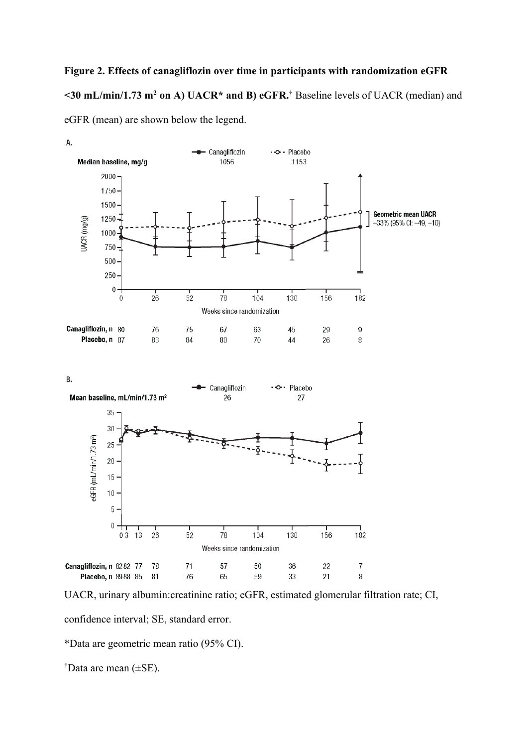**Figure 2. Effects of canagliflozin over time in participants with randomization eGFR <30 mL/min/1.73 m$^2$ on A) UACR\* and B) eGFR.**[†] Baseline levels of UACR (median) and eGFR (mean) are shown below the legend.

UACR, urinary albumin:creatinine ratio; eGFR, estimated glomerular filtration rate; CI, confidence interval; SE, standard error.

*Data are geometric mean ratio (95% CI).

[†]Data are mean (±SE).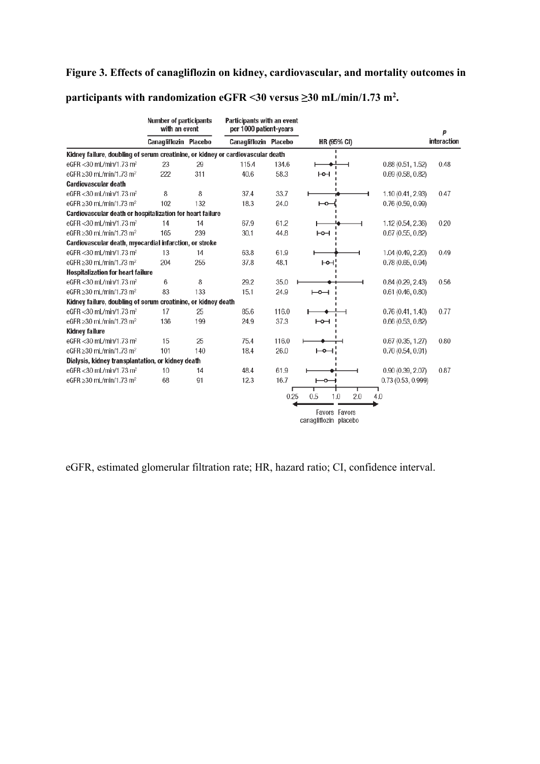**Figure 3. Effects of canagliflozin on kidney, cardiovascular, and mortality outcomes in participants with randomization eGFR <30 versus ≥30 mL/min/1.73 m$^2$.**

| | Number of participants with an event | | Participants with an event per 1000 patient-years | | | | |
|---|---|---|---|---|---|---|---|
| | Canagliflozin | Placebo | Canagliflozin | Placebo | HR (95% CI) | | P interaction |
| **Kidney failure, doubling of serum creatinine, or kidney or cardiovascular death** | | | | | | | |
| eGFR <30 mL/min/1.73 m$^2$ | 23 | 29 | 115.4 | 134.6 | | 0.88 (0.51, 1.52) | 0.48 |
| eGFR ≥30 mL/min/1.73 m$^2$ | 222 | 311 | 40.6 | 58.3 | | 0.69 (0.58, 0.82) | |
| **Cardiovascular death** | | | | | | | |
| eGFR <30 mL/min/1.73 m$^2$ | 8 | 8 | 37.4 | 33.7 | | 1.10 (0.41, 2.93) | 0.47 |
| eGFR ≥30 mL/min/1.73 m$^2$ | 102 | 132 | 18.3 | 24.0 | | 0.76 (0.59, 0.99) | |
| **Cardiovascular death or hospitalization for heart failure** | | | | | | | |
| eGFR <30 mL/min/1.73 m$^2$ | 14 | 14 | 67.9 | 61.2 | | 1.12 (0.54, 2.36) | 0.20 |
| eGFR ≥30 mL/min/1.73 m$^2$ | 165 | 239 | 30.1 | 44.8 | | 0.67 (0.55, 0.82) | |
| **Cardiovascular death, myocardial infarction, or stroke** | | | | | | | |
| eGFR <30 mL/min/1.73 m$^2$ | 13 | 14 | 63.8 | 61.9 | | 1.04 (0.49, 2.20) | 0.49 |
| eGFR ≥30 mL/min/1.73 m$^2$ | 204 | 255 | 37.8 | 48.1 | | 0.78 (0.65, 0.94) | |
| **Hospitalization for heart failure** | | | | | | | |
| eGFR <30 mL/min/1.73 m$^2$ | 6 | 8 | 29.2 | 35.0 | | 0.84 (0.29, 2.43) | 0.56 |
| eGFR ≥30 mL/min/1.73 m$^2$ | 83 | 133 | 15.1 | 24.9 | | 0.61 (0.46, 0.80) | |
| **Kidney failure, doubling of serum creatinine, or kidney death** | | | | | | | |
| eGFR <30 mL/min/1.73 m$^2$ | 17 | 25 | 85.6 | 116.0 | | 0.76 (0.41, 1.40) | 0.77 |
| eGFR ≥30 mL/min/1.73 m$^2$ | 136 | 199 | 24.9 | 37.3 | | 0.66 (0.53, 0.82) | |
| **Kidney failure** | | | | | | | |
| eGFR <30 mL/min/1.73 m$^2$ | 15 | 25 | 75.4 | 116.0 | | 0.67 (0.35, 1.27) | 0.80 |
| eGFR ≥30 mL/min/1.73 m$^2$ | 101 | 140 | 18.4 | 26.0 | | 0.70 (0.54, 0.91) | |
| **Dialysis, kidney transplantation, or kidney death** | | | | | | | |
| eGFR <30 mL/min/1.73 m$^2$ | 10 | 14 | 48.4 | 61.9 | | 0.90 (0.39, 2.07) | 0.87 |
| eGFR ≥30 mL/min/1.73 m$^2$ | 68 | 91 | 12.3 | 16.7 | | 0.73 (0.53, 0.999) | |

0.25 0.5 1.0 2.0 4.0

Favors canagliflozin Favors placebo

eGFR, estimated glomerular filtration rate; HR, hazard ratio; CI, confidence interval.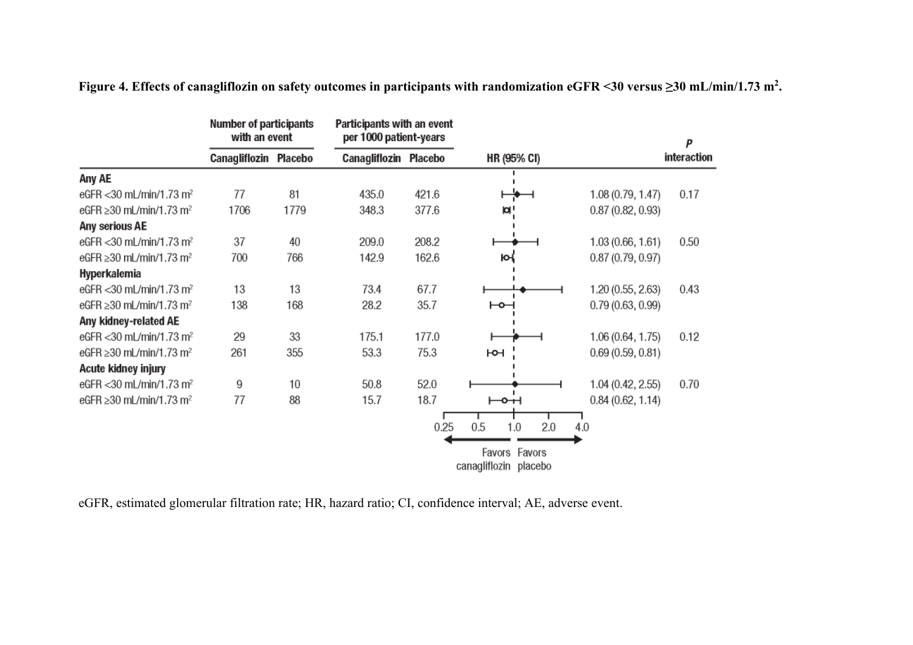**Figure 4. Effects of canagliflozin on safety outcomes in participants with randomization eGFR <30 versus ≥30 mL/min/1.73 m$^2$.**

| | Number of participants with an event | | Participants with an event per 1000 patient-years | | | |
|---|---|---|---|---|---|---|
| | Canagliflozin | Placebo | Canagliflozin | Placebo | HR (95% CI) | P interaction |
| **Any AE** | | | | | | |
| eGFR <30 mL/min/1.73 m² | 77 | 81 | 435.0 | 421.6 | 1.08 (0.79, 1.47) | 0.17 |
| eGFR ≥30 mL/min/1.73 m² | 1706 | 1779 | 348.3 | 377.6 | 0.87 (0.82, 0.93) | |
| **Any serious AE** | | | | | | |
| eGFR <30 mL/min/1.73 m² | 37 | 40 | 209.0 | 208.2 | 1.03 (0.66, 1.61) | 0.50 |
| eGFR ≥30 mL/min/1.73 m² | 700 | 766 | 142.9 | 162.6 | 0.87 (0.79, 0.97) | |
| **Hyperkalemia** | | | | | | |
| eGFR <30 mL/min/1.73 m² | 13 | 13 | 73.4 | 67.7 | 1.20 (0.55, 2.63) | 0.43 |
| eGFR ≥30 mL/min/1.73 m² | 138 | 168 | 28.2 | 35.7 | 0.79 (0.63, 0.99) | |
| **Any kidney-related AE** | | | | | | |
| eGFR <30 mL/min/1.73 m² | 29 | 33 | 175.1 | 177.0 | 1.06 (0.64, 1.75) | 0.12 |
| eGFR ≥30 mL/min/1.73 m² | 261 | 355 | 53.3 | 75.3 | 0.69 (0.59, 0.81) | |
| **Acute kidney injury** | | | | | | |
| eGFR <30 mL/min/1.73 m² | 9 | 10 | 50.8 | 52.0 | 1.04 (0.42, 2.55) | 0.70 |
| eGFR ≥30 mL/min/1.73 m² | 77 | 88 | 15.7 | 18.7 | 0.84 (0.62, 1.14) | |

0.25 0.5 1.0 2.0 4.0

Favors canagliflozin ← → Favors placebo

eGFR, estimated glomerular filtration rate; HR, hazard ratio; CI, confidence interval; AE, adverse event.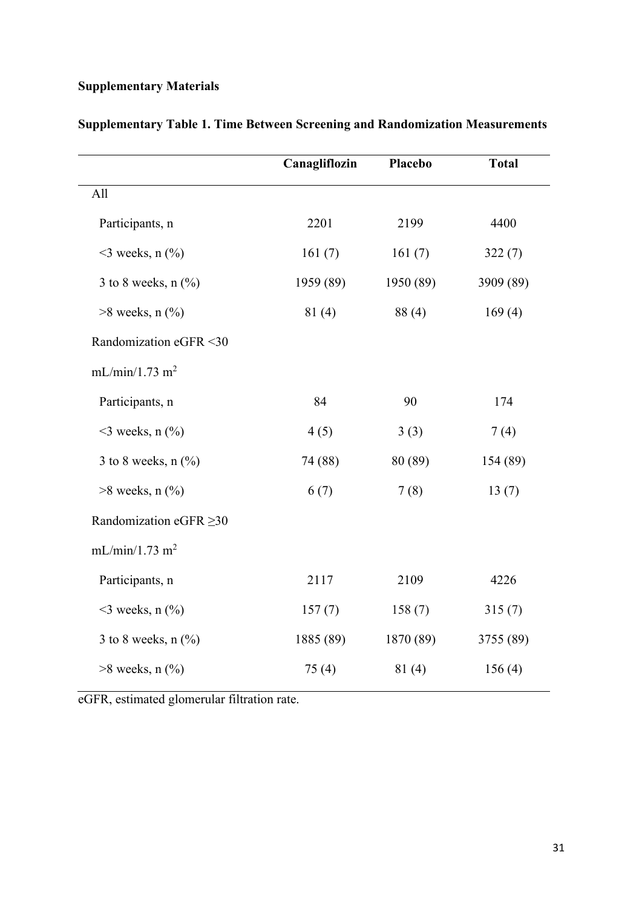**Supplementary Materials**

**Supplementary Table 1. Time Between Screening and Randomization Measurements**

| | Canagliflozin | Placebo | Total |
|---|---|---|---|
| All | | | |
| Participants, n | 2201 | 2199 | 4400 |
| <3 weeks, n (%) | 161 (7) | 161 (7) | 322 (7) |
| 3 to 8 weeks, n (%) | 1959 (89) | 1950 (89) | 3909 (89) |
| >8 weeks, n (%) | 81 (4) | 88 (4) | 169 (4) |
| Randomization eGFR <30 mL/min/1.73 $m^2$ | | | |
| Participants, n | 84 | 90 | 174 |
| <3 weeks, n (%) | 4 (5) | 3 (3) | 7 (4) |
| 3 to 8 weeks, n (%) | 74 (88) | 80 (89) | 154 (89) |
| >8 weeks, n (%) | 6 (7) | 7 (8) | 13 (7) |
| Randomization eGFR ≥30 mL/min/1.73 $m^2$ | | | |
| Participants, n | 2117 | 2109 | 4226 |
| <3 weeks, n (%) | 157 (7) | 158 (7) | 315 (7) |
| 3 to 8 weeks, n (%) | 1885 (89) | 1870 (89) | 3755 (89) |
| >8 weeks, n (%) | 75 (4) | 81 (4) | 156 (4) |

eGFR, estimated glomerular filtration rate.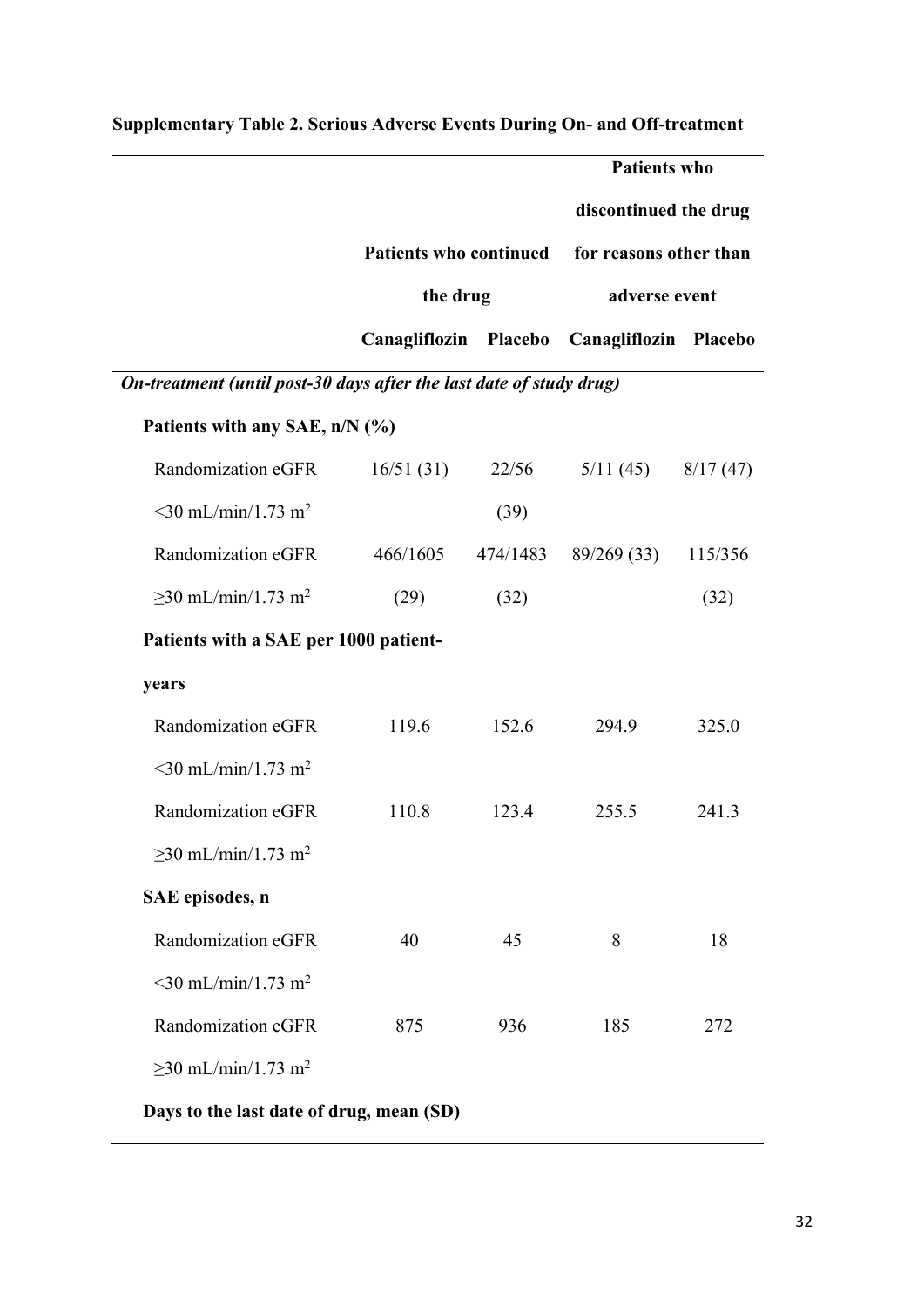**Supplementary Table 2. Serious Adverse Events During On- and Off-treatment**

| | Patients who continued the drug | | Patients who discontinued the drug for reasons other than adverse event | |
|---|---|---|---|---|
| | Canagliflozin | Placebo | Canagliflozin | Placebo |
| ***On-treatment (until post-30 days after the last date of study drug)*** | | | | |
| **Patients with any SAE, n/N (%)** | | | | |
| Randomization eGFR <30 mL/min/1.73 $m^2$ | 16/51 (31) | 22/56 (39) | 5/11 (45) | 8/17 (47) |
| Randomization eGFR ≥30 mL/min/1.73 $m^2$ | 466/1605 (29) | 474/1483 (32) | 89/269 (33) | 115/356 (32) |
| **Patients with a SAE per 1000 patient-years** | | | | |
| Randomization eGFR <30 mL/min/1.73 $m^2$ | 119.6 | 152.6 | 294.9 | 325.0 |
| Randomization eGFR ≥30 mL/min/1.73 $m^2$ | 110.8 | 123.4 | 255.5 | 241.3 |
| **SAE episodes, n** | | | | |
| Randomization eGFR <30 mL/min/1.73 $m^2$ | 40 | 45 | 8 | 18 |
| Randomization eGFR ≥30 mL/min/1.73 $m^2$ | 875 | 936 | 185 | 272 |
| **Days to the last date of drug, mean (SD)** | | | | |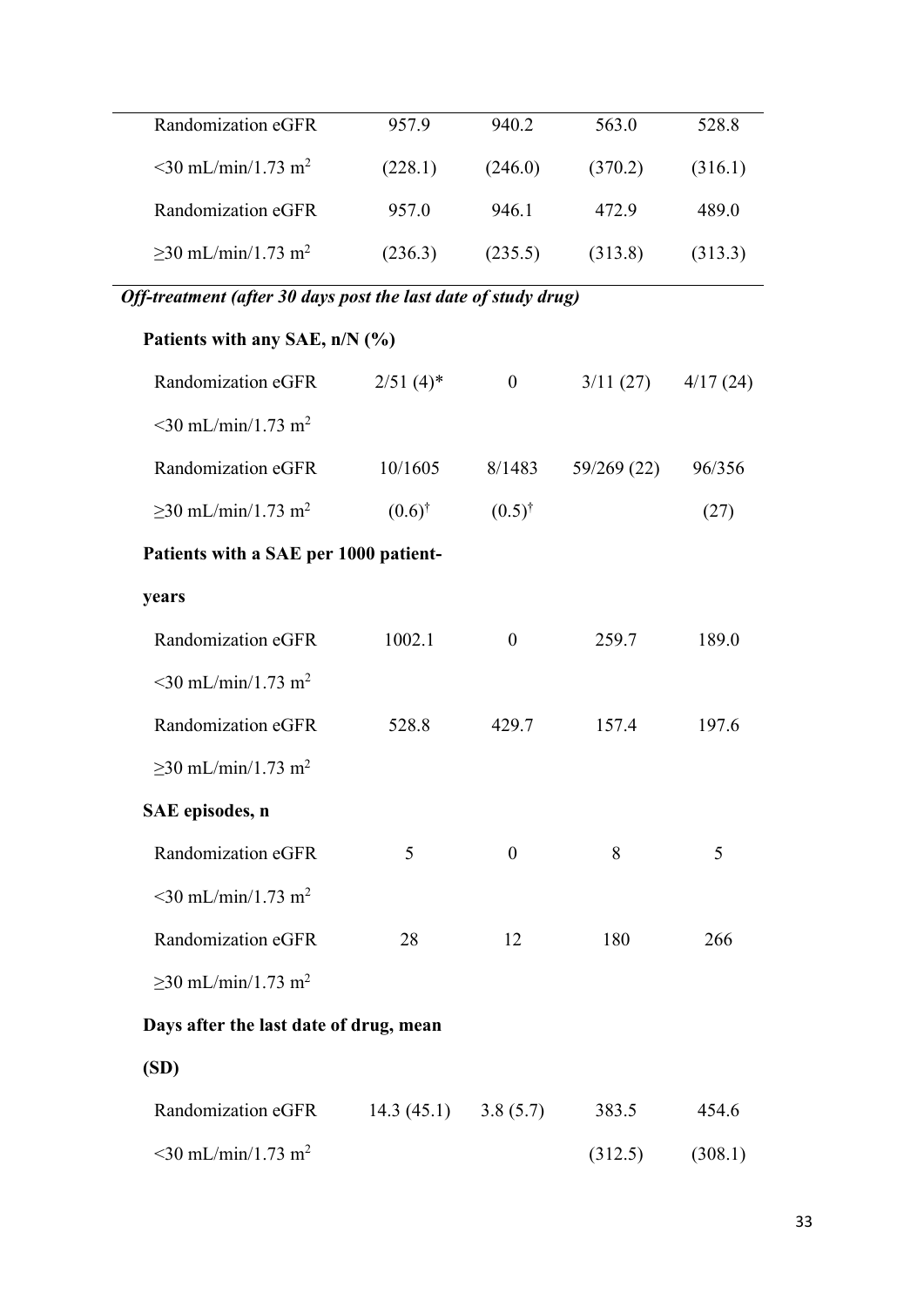| | | | | |
|---|---|---|---|---|
| Randomization eGFR <30 mL/min/1.73 m$^2$ | 957.9 (228.1) | 940.2 (246.0) | 563.0 (370.2) | 528.8 (316.1) |
| Randomization eGFR ≥30 mL/min/1.73 m$^2$ | 957.0 (236.3) | 946.1 (235.5) | 472.9 (313.8) | 489.0 (313.3) |
| ***Off-treatment (after 30 days post the last date of study drug)*** | | | | |
| **Patients with any SAE, n/N (%)** | | | | |
| Randomization eGFR <30 mL/min/1.73 m$^2$ | 2/51 (4)* | 0 | 3/11 (27) | 4/17 (24) |
| Randomization eGFR ≥30 mL/min/1.73 m$^2$ | 10/1605 (0.6)$^{†}$ | 8/1483 (0.5)$^{†}$ | 59/269 (22) | 96/356 (27) |
| **Patients with a SAE per 1000 patient-years** | | | | |
| Randomization eGFR <30 mL/min/1.73 m$^2$ | 1002.1 | 0 | 259.7 | 189.0 |
| Randomization eGFR ≥30 mL/min/1.73 m$^2$ | 528.8 | 429.7 | 157.4 | 197.6 |
| **SAE episodes, n** | | | | |
| Randomization eGFR <30 mL/min/1.73 m$^2$ | 5 | 0 | 8 | 5 |
| Randomization eGFR ≥30 mL/min/1.73 m$^2$ | 28 | 12 | 180 | 266 |
| **Days after the last date of drug, mean (SD)** | | | | |
| Randomization eGFR <30 mL/min/1.73 m$^2$ | 14.3 (45.1) | 3.8 (5.7) | 383.5 (312.5) | 454.6 (308.1) |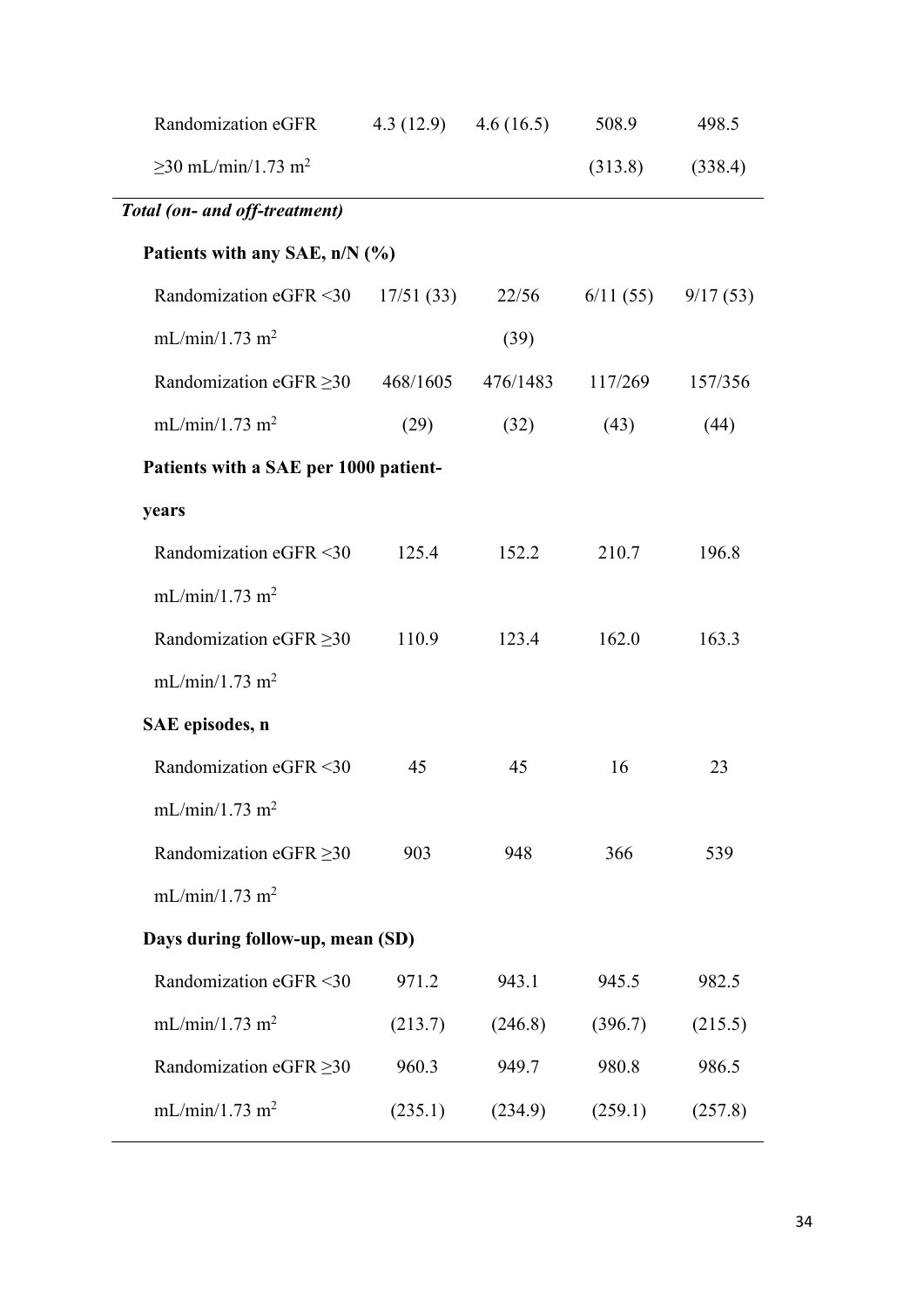| | | | | |
|---|---|---|---|---|
| Randomization eGFR ≥30 mL/min/1.73 m$^2$ | 4.3 (12.9) | 4.6 (16.5) | 508.9 (313.8) | 498.5 (338.4) |
| ***Total (on- and off-treatment)*** | | | | |
| **Patients with any SAE, n/N (%)** | | | | |
| Randomization eGFR <30 mL/min/1.73 m$^2$ | 17/51 (33) | 22/56 (39) | 6/11 (55) | 9/17 (53) |
| Randomization eGFR ≥30 mL/min/1.73 m$^2$ | 468/1605 (29) | 476/1483 (32) | 117/269 (43) | 157/356 (44) |
| **Patients with a SAE per 1000 patient-years** | | | | |
| Randomization eGFR <30 mL/min/1.73 m$^2$ | 125.4 | 152.2 | 210.7 | 196.8 |
| Randomization eGFR ≥30 mL/min/1.73 m$^2$ | 110.9 | 123.4 | 162.0 | 163.3 |
| **SAE episodes, n** | | | | |
| Randomization eGFR <30 mL/min/1.73 m$^2$ | 45 | 45 | 16 | 23 |
| Randomization eGFR ≥30 mL/min/1.73 m$^2$ | 903 | 948 | 366 | 539 |
| **Days during follow-up, mean (SD)** | | | | |
| Randomization eGFR <30 mL/min/1.73 m$^2$ | 971.2 (213.7) | 943.1 (246.8) | 945.5 (396.7) | 982.5 (215.5) |
| Randomization eGFR ≥30 mL/min/1.73 m$^2$ | 960.3 (235.1) | 949.7 (234.9) | 980.8 (259.1) | 986.5 (257.8) |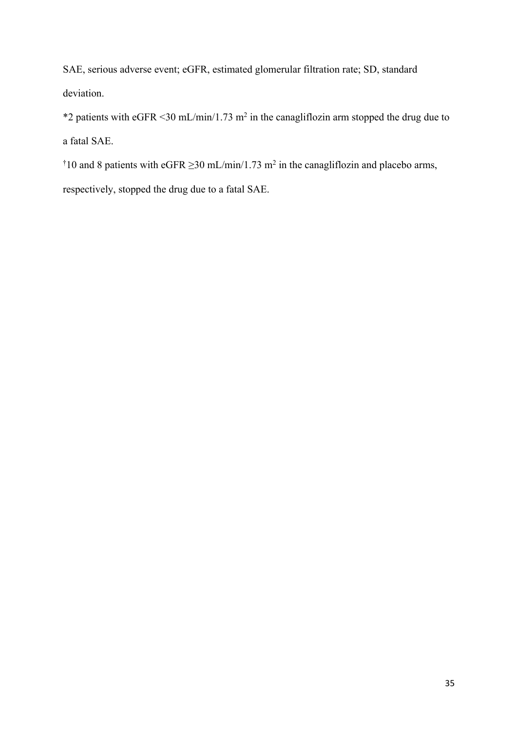SAE, serious adverse event; eGFR, estimated glomerular filtration rate; SD, standard deviation.

*2 patients with eGFR <30 mL/min/1.73 $m^2$ in the canagliflozin arm stopped the drug due to a fatal SAE.

†10 and 8 patients with eGFR ≥30 mL/min/1.73 $m^2$ in the canagliflozin and placebo arms, respectively, stopped the drug due to a fatal SAE.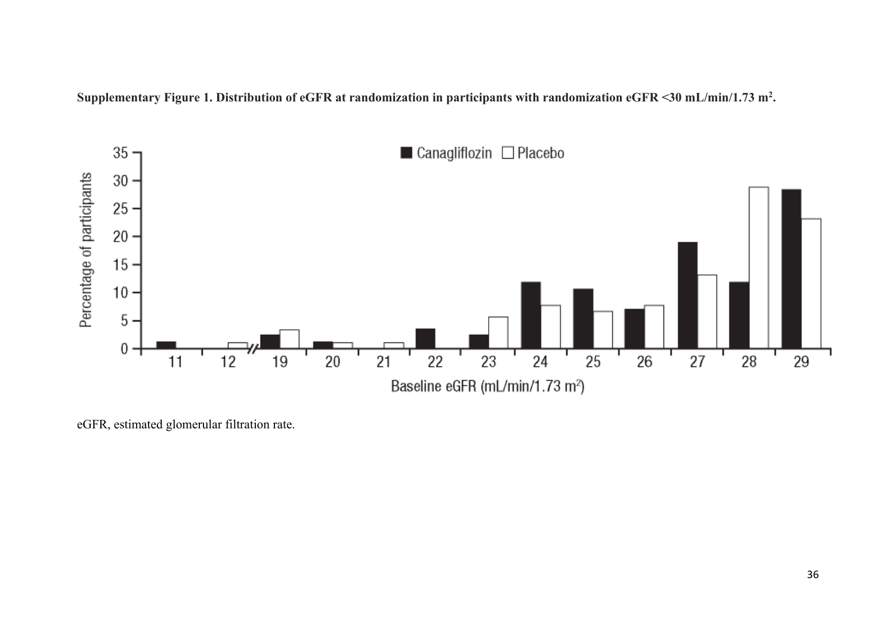**Supplementary Figure 1. Distribution of eGFR at randomization in participants with randomization eGFR <30 mL/min/1.73 m$^2$.**

■ Canagliflozin □ Placebo

Percentage of participants

35
30
25
20
15
10
5
0

11 12 19 20 21 22 23 24 25 26 27 28 29

Baseline eGFR (mL/min/1.73 m$^2$)

eGFR, estimated glomerular filtration rate.